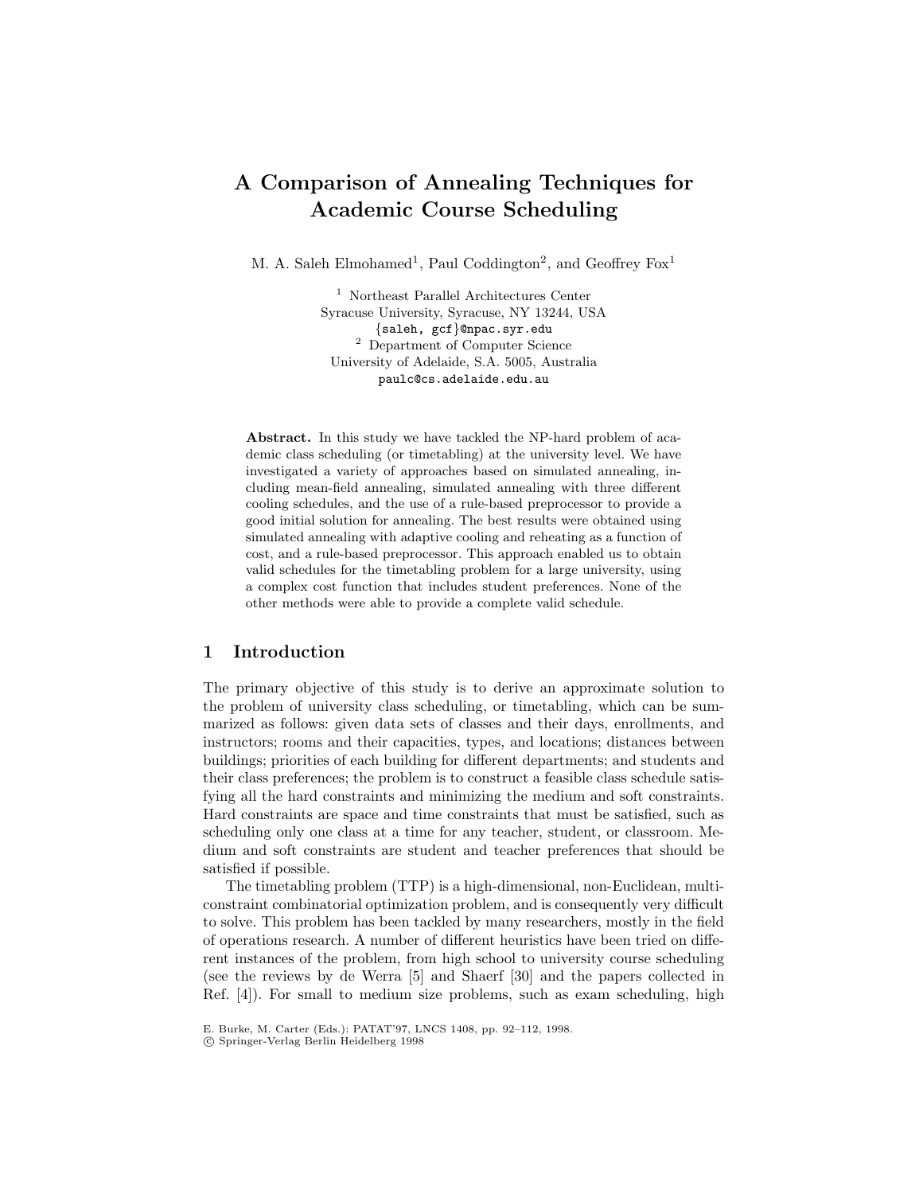# A Comparison of Annealing Techniques for Academic Course Scheduling

M. A. Saleh Elmohamed[1], Paul Coddington[2], and Geoffrey Fox[1]

[1] Northeast Parallel Architectures Center
Syracuse University, Syracuse, NY 13244, USA
{saleh, gcf}@npac.syr.edu

[2] Department of Computer Science
University of Adelaide, S.A. 5005, Australia
paulc@cs.adelaide.edu.au

**Abstract.** In this study we have tackled the NP-hard problem of academic class scheduling (or timetabling) at the university level. We have investigated a variety of approaches based on simulated annealing, including mean-field annealing, simulated annealing with three different cooling schedules, and the use of a rule-based preprocessor to provide a good initial solution for annealing. The best results were obtained using simulated annealing with adaptive cooling and reheating as a function of cost, and a rule-based preprocessor. This approach enabled us to obtain valid schedules for the timetabling problem for a large university, using a complex cost function that includes student preferences. None of the other methods were able to provide a complete valid schedule.

## 1 Introduction

The primary objective of this study is to derive an approximate solution to the problem of university class scheduling, or timetabling, which can be summarized as follows: given data sets of classes and their days, enrollments, and instructors; rooms and their capacities, types, and locations; distances between buildings; priorities of each building for different departments; and students and their class preferences; the problem is to construct a feasible class schedule satisfying all the hard constraints and minimizing the medium and soft constraints. Hard constraints are space and time constraints that must be satisfied, such as scheduling only one class at a time for any teacher, student, or classroom. Medium and soft constraints are student and teacher preferences that should be satisfied if possible.

The timetabling problem (TTP) is a high-dimensional, non-Euclidean, multi-constraint combinatorial optimization problem, and is consequently very difficult to solve. This problem has been tackled by many researchers, mostly in the field of operations research. A number of different heuristics have been tried on different instances of the problem, from high school to university course scheduling (see the reviews by de Werra [5] and Shaerf [30] and the papers collected in Ref. [4]). For small to medium size problems, such as exam scheduling, high

E. Burke, M. Carter (Eds.): PATAT'97, LNCS 1408, pp. 92–112, 1998.
© Springer-Verlag Berlin Heidelberg 1998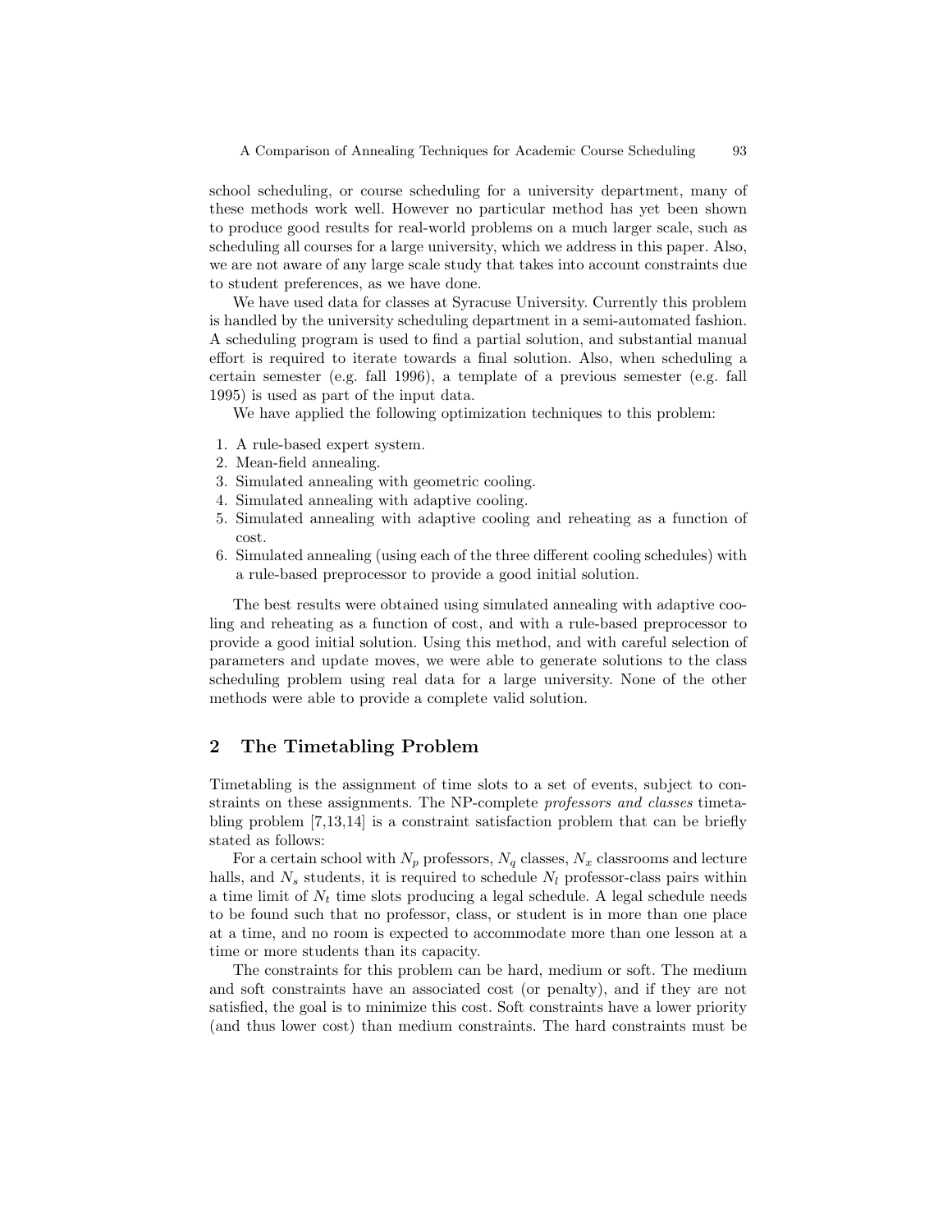school scheduling, or course scheduling for a university department, many of these methods work well. However no particular method has yet been shown to produce good results for real-world problems on a much larger scale, such as scheduling all courses for a large university, which we address in this paper. Also, we are not aware of any large scale study that takes into account constraints due to student preferences, as we have done.

We have used data for classes at Syracuse University. Currently this problem is handled by the university scheduling department in a semi-automated fashion. A scheduling program is used to find a partial solution, and substantial manual effort is required to iterate towards a final solution. Also, when scheduling a certain semester (e.g. fall 1996), a template of a previous semester (e.g. fall 1995) is used as part of the input data.

We have applied the following optimization techniques to this problem:

1. A rule-based expert system.
2. Mean-field annealing.
3. Simulated annealing with geometric cooling.
4. Simulated annealing with adaptive cooling.
5. Simulated annealing with adaptive cooling and reheating as a function of cost.
6. Simulated annealing (using each of the three different cooling schedules) with a rule-based preprocessor to provide a good initial solution.

The best results were obtained using simulated annealing with adaptive cooling and reheating as a function of cost, and with a rule-based preprocessor to provide a good initial solution. Using this method, and with careful selection of parameters and update moves, we were able to generate solutions to the class scheduling problem using real data for a large university. None of the other methods were able to provide a complete valid solution.

## 2 The Timetabling Problem

Timetabling is the assignment of time slots to a set of events, subject to constraints on these assignments. The NP-complete *professors and classes* timetabling problem [7,13,14] is a constraint satisfaction problem that can be briefly stated as follows:

For a certain school with $N_p$ professors, $N_q$ classes, $N_x$ classrooms and lecture halls, and $N_s$ students, it is required to schedule $N_l$ professor-class pairs within a time limit of $N_t$ time slots producing a legal schedule. A legal schedule needs to be found such that no professor, class, or student is in more than one place at a time, and no room is expected to accommodate more than one lesson at a time or more students than its capacity.

The constraints for this problem can be hard, medium or soft. The medium and soft constraints have an associated cost (or penalty), and if they are not satisfied, the goal is to minimize this cost. Soft constraints have a lower priority (and thus lower cost) than medium constraints. The hard constraints must be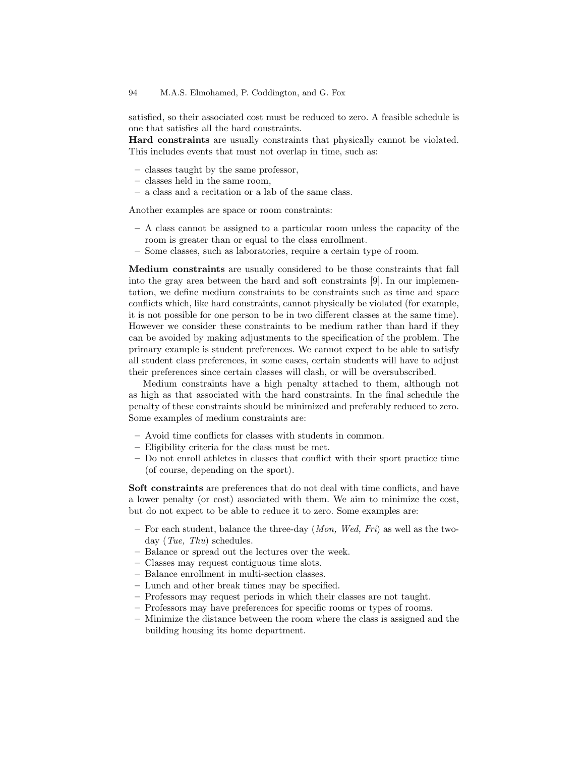satisfied, so their associated cost must be reduced to zero. A feasible schedule is one that satisfies all the hard constraints.

**Hard constraints** are usually constraints that physically cannot be violated. This includes events that must not overlap in time, such as:

- classes taught by the same professor,
- classes held in the same room,
- a class and a recitation or a lab of the same class.

Another examples are space or room constraints:

- A class cannot be assigned to a particular room unless the capacity of the room is greater than or equal to the class enrollment.
- Some classes, such as laboratories, require a certain type of room.

**Medium constraints** are usually considered to be those constraints that fall into the gray area between the hard and soft constraints [9]. In our implementation, we define medium constraints to be constraints such as time and space conflicts which, like hard constraints, cannot physically be violated (for example, it is not possible for one person to be in two different classes at the same time). However we consider these constraints to be medium rather than hard if they can be avoided by making adjustments to the specification of the problem. The primary example is student preferences. We cannot expect to be able to satisfy all student class preferences, in some cases, certain students will have to adjust their preferences since certain classes will clash, or will be oversubscribed.

Medium constraints have a high penalty attached to them, although not as high as that associated with the hard constraints. In the final schedule the penalty of these constraints should be minimized and preferably reduced to zero. Some examples of medium constraints are:

- Avoid time conflicts for classes with students in common.
- Eligibility criteria for the class must be met.
- Do not enroll athletes in classes that conflict with their sport practice time (of course, depending on the sport).

**Soft constraints** are preferences that do not deal with time conflicts, and have a lower penalty (or cost) associated with them. We aim to minimize the cost, but do not expect to be able to reduce it to zero. Some examples are:

- For each student, balance the three-day (*Mon, Wed, Fri*) as well as the two-day (*Tue, Thu*) schedules.
- Balance or spread out the lectures over the week.
- Classes may request contiguous time slots.
- Balance enrollment in multi-section classes.
- Lunch and other break times may be specified.
- Professors may request periods in which their classes are not taught.
- Professors may have preferences for specific rooms or types of rooms.
- Minimize the distance between the room where the class is assigned and the building housing its home department.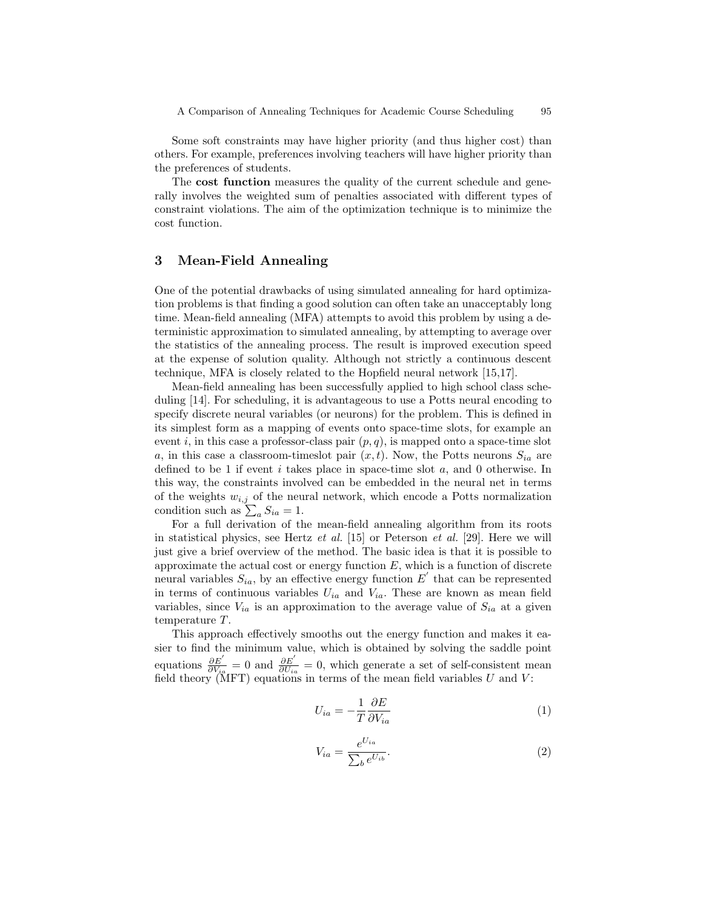Some soft constraints may have higher priority (and thus higher cost) than others. For example, preferences involving teachers will have higher priority than the preferences of students.

The **cost function** measures the quality of the current schedule and generally involves the weighted sum of penalties associated with different types of constraint violations. The aim of the optimization technique is to minimize the cost function.

## 3 Mean-Field Annealing

One of the potential drawbacks of using simulated annealing for hard optimization problems is that finding a good solution can often take an unacceptably long time. Mean-field annealing (MFA) attempts to avoid this problem by using a deterministic approximation to simulated annealing, by attempting to average over the statistics of the annealing process. The result is improved execution speed at the expense of solution quality. Although not strictly a continuous descent technique, MFA is closely related to the Hopfield neural network [15,17].

Mean-field annealing has been successfully applied to high school class scheduling [14]. For scheduling, it is advantageous to use a Potts neural encoding to specify discrete neural variables (or neurons) for the problem. This is defined in its simplest form as a mapping of events onto space-time slots, for example an event $i$, in this case a professor-class pair $(p, q)$, is mapped onto a space-time slot $a$, in this case a classroom-timeslot pair $(x, t)$. Now, the Potts neurons $S_{ia}$ are defined to be 1 if event $i$ takes place in space-time slot $a$, and 0 otherwise. In this way, the constraints involved can be embedded in the neural net in terms of the weights $w_{i,j}$ of the neural network, which encode a Potts normalization condition such as $\sum_a S_{ia} = 1$.

For a full derivation of the mean-field annealing algorithm from its roots in statistical physics, see Hertz *et al.* [15] or Peterson *et al.* [29]. Here we will just give a brief overview of the method. The basic idea is that it is possible to approximate the actual cost or energy function $E$, which is a function of discrete neural variables $S_{ia}$, by an effective energy function $E^{'}$ that can be represented in terms of continuous variables $U_{ia}$ and $V_{ia}$. These are known as mean field variables, since $V_{ia}$ is an approximation to the average value of $S_{ia}$ at a given temperature $T$.

This approach effectively smooths out the energy function and makes it easier to find the minimum value, which is obtained by solving the saddle point equations $\frac{\partial E^{'}}{\partial V_{ia}} = 0$ and $\frac{\partial E^{'}}{\partial U_{ia}} = 0$, which generate a set of self-consistent mean field theory (MFT) equations in terms of the mean field variables $U$ and $V$:

$$U_{ia} = -\frac{1}{T}\frac{\partial E}{\partial V_{ia}} \tag{1}$$

$$V_{ia} = \frac{e^{U_{ia}}}{\sum_b e^{U_{ib}}}. \tag{2}$$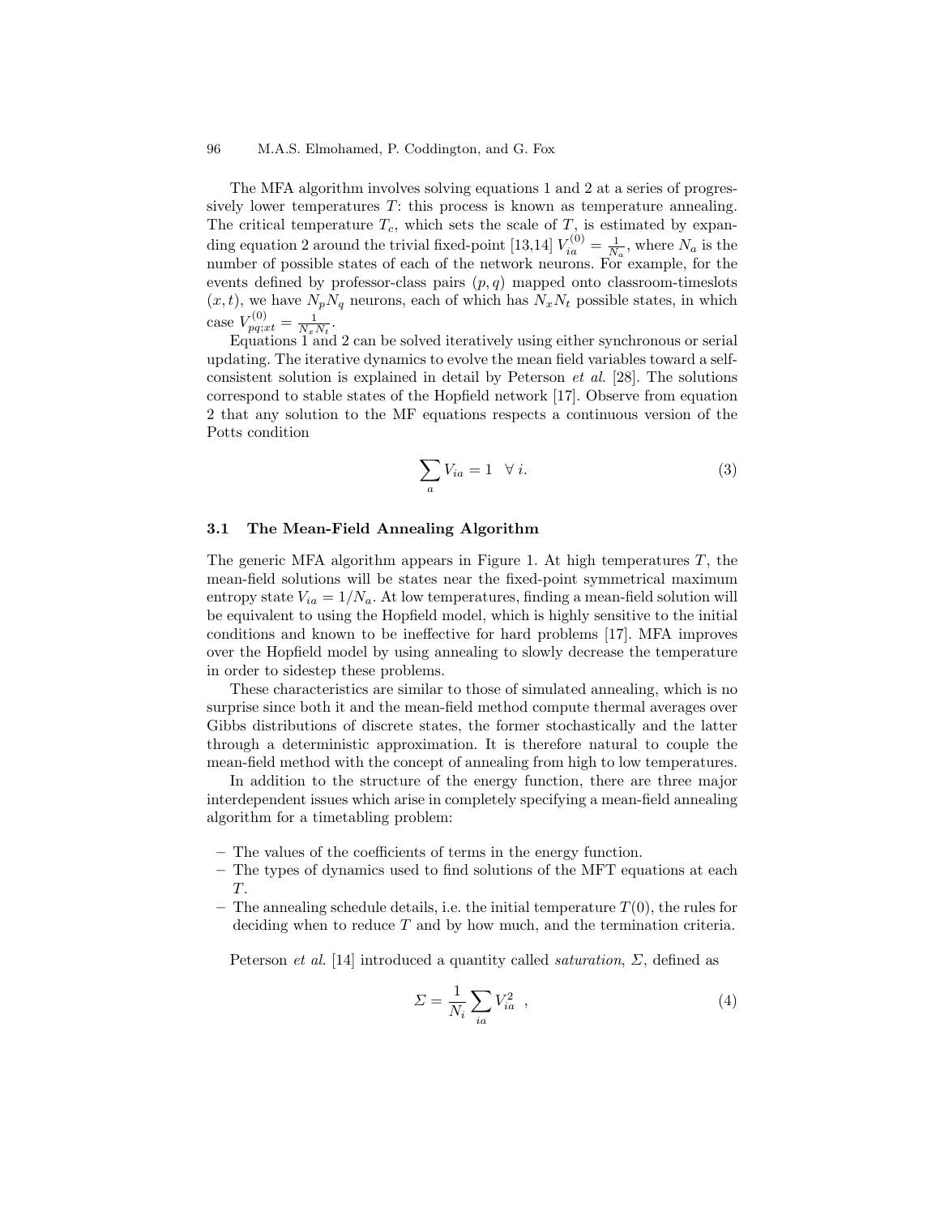The MFA algorithm involves solving equations 1 and 2 at a series of progressively lower temperatures $T$: this process is known as temperature annealing. The critical temperature $T_c$, which sets the scale of $T$, is estimated by expanding equation 2 around the trivial fixed-point [13,14] $V_{ia}^{(0)} = \frac{1}{N_a}$, where $N_a$ is the number of possible states of each of the network neurons. For example, for the events defined by professor-class pairs $(p, q)$ mapped onto classroom-timeslots $(x, t)$, we have $N_p N_q$ neurons, each of which has $N_x N_t$ possible states, in which case $V_{pq;xt}^{(0)} = \frac{1}{N_x N_t}$.

Equations 1 and 2 can be solved iteratively using either synchronous or serial updating. The iterative dynamics to evolve the mean field variables toward a self-consistent solution is explained in detail by Peterson *et al.* [28]. The solutions correspond to stable states of the Hopfield network [17]. Observe from equation 2 that any solution to the MF equations respects a continuous version of the Potts condition

$$\sum_a V_{ia} = 1 \quad \forall\ i. \tag{3}$$

### 3.1 The Mean-Field Annealing Algorithm

The generic MFA algorithm appears in Figure 1. At high temperatures $T$, the mean-field solutions will be states near the fixed-point symmetrical maximum entropy state $V_{ia} = 1/N_a$. At low temperatures, finding a mean-field solution will be equivalent to using the Hopfield model, which is highly sensitive to the initial conditions and known to be ineffective for hard problems [17]. MFA improves over the Hopfield model by using annealing to slowly decrease the temperature in order to sidestep these problems.

These characteristics are similar to those of simulated annealing, which is no surprise since both it and the mean-field method compute thermal averages over Gibbs distributions of discrete states, the former stochastically and the latter through a deterministic approximation. It is therefore natural to couple the mean-field method with the concept of annealing from high to low temperatures.

In addition to the structure of the energy function, there are three major interdependent issues which arise in completely specifying a mean-field annealing algorithm for a timetabling problem:

- The values of the coefficients of terms in the energy function.
- The types of dynamics used to find solutions of the MFT equations at each $T$.
- The annealing schedule details, i.e. the initial temperature $T(0)$, the rules for deciding when to reduce $T$ and by how much, and the termination criteria.

Peterson *et al.* [14] introduced a quantity called *saturation*, $\Sigma$, defined as

$$\Sigma = \frac{1}{N_i} \sum_{ia} V_{ia}^2 \ \ , \tag{4}$$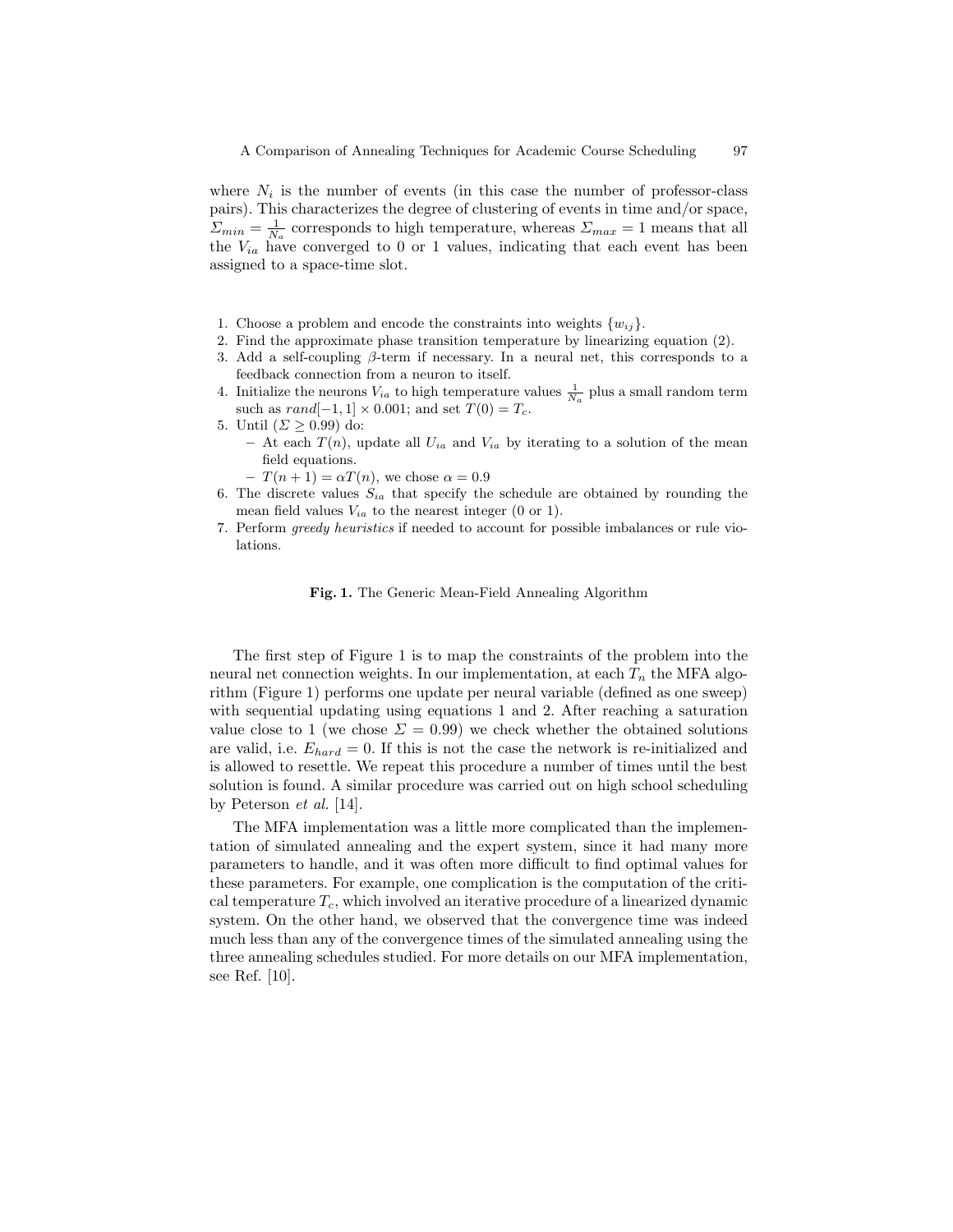where $N_i$ is the number of events (in this case the number of professor-class pairs). This characterizes the degree of clustering of events in time and/or space, $\Sigma_{min} = \frac{1}{N_a}$ corresponds to high temperature, whereas $\Sigma_{max} = 1$ means that all the $V_{ia}$ have converged to 0 or 1 values, indicating that each event has been assigned to a space-time slot.

1. Choose a problem and encode the constraints into weights $\{w_{ij}\}$.
2. Find the approximate phase transition temperature by linearizing equation (2).
3. Add a self-coupling $\beta$-term if necessary. In a neural net, this corresponds to a feedback connection from a neuron to itself.
4. Initialize the neurons $V_{ia}$ to high temperature values $\frac{1}{N_a}$ plus a small random term such as $rand[-1, 1] \times 0.001$; and set $T(0) = T_c$.
5. Until ($\Sigma \geq 0.99$) do:
   - At each $T(n)$, update all $U_{ia}$ and $V_{ia}$ by iterating to a solution of the mean field equations.
   - $T(n+1) = \alpha T(n)$, we chose $\alpha = 0.9$
6. The discrete values $S_{ia}$ that specify the schedule are obtained by rounding the mean field values $V_{ia}$ to the nearest integer (0 or 1).
7. Perform *greedy heuristics* if needed to account for possible imbalances or rule violations.

**Fig. 1.** The Generic Mean-Field Annealing Algorithm

The first step of Figure 1 is to map the constraints of the problem into the neural net connection weights. In our implementation, at each $T_n$ the MFA algorithm (Figure 1) performs one update per neural variable (defined as one sweep) with sequential updating using equations 1 and 2. After reaching a saturation value close to 1 (we chose $\Sigma = 0.99$) we check whether the obtained solutions are valid, i.e. $E_{hard} = 0$. If this is not the case the network is re-initialized and is allowed to resettle. We repeat this procedure a number of times until the best solution is found. A similar procedure was carried out on high school scheduling by Peterson *et al.* [14].

The MFA implementation was a little more complicated than the implementation of simulated annealing and the expert system, since it had many more parameters to handle, and it was often more difficult to find optimal values for these parameters. For example, one complication is the computation of the critical temperature $T_c$, which involved an iterative procedure of a linearized dynamic system. On the other hand, we observed that the convergence time was indeed much less than any of the convergence times of the simulated annealing using the three annealing schedules studied. For more details on our MFA implementation, see Ref. [10].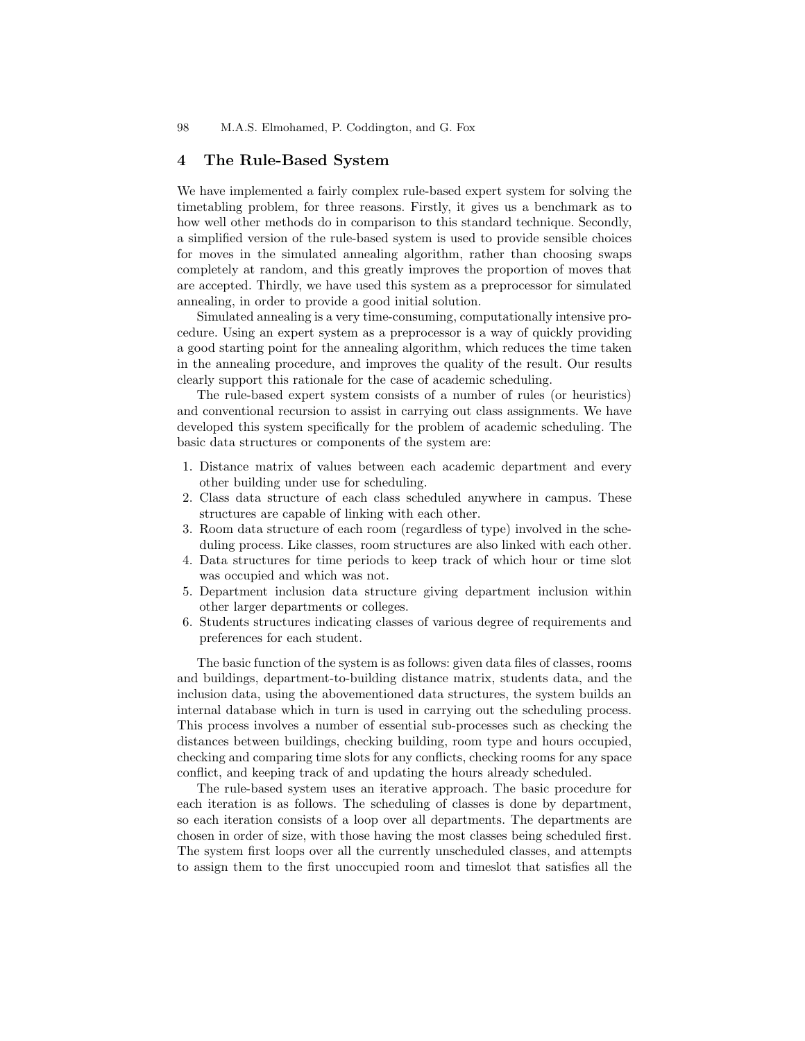## 4 The Rule-Based System

We have implemented a fairly complex rule-based expert system for solving the timetabling problem, for three reasons. Firstly, it gives us a benchmark as to how well other methods do in comparison to this standard technique. Secondly, a simplified version of the rule-based system is used to provide sensible choices for moves in the simulated annealing algorithm, rather than choosing swaps completely at random, and this greatly improves the proportion of moves that are accepted. Thirdly, we have used this system as a preprocessor for simulated annealing, in order to provide a good initial solution.

Simulated annealing is a very time-consuming, computationally intensive procedure. Using an expert system as a preprocessor is a way of quickly providing a good starting point for the annealing algorithm, which reduces the time taken in the annealing procedure, and improves the quality of the result. Our results clearly support this rationale for the case of academic scheduling.

The rule-based expert system consists of a number of rules (or heuristics) and conventional recursion to assist in carrying out class assignments. We have developed this system specifically for the problem of academic scheduling. The basic data structures or components of the system are:

1. Distance matrix of values between each academic department and every other building under use for scheduling.
2. Class data structure of each class scheduled anywhere in campus. These structures are capable of linking with each other.
3. Room data structure of each room (regardless of type) involved in the scheduling process. Like classes, room structures are also linked with each other.
4. Data structures for time periods to keep track of which hour or time slot was occupied and which was not.
5. Department inclusion data structure giving department inclusion within other larger departments or colleges.
6. Students structures indicating classes of various degree of requirements and preferences for each student.

The basic function of the system is as follows: given data files of classes, rooms and buildings, department-to-building distance matrix, students data, and the inclusion data, using the abovementioned data structures, the system builds an internal database which in turn is used in carrying out the scheduling process. This process involves a number of essential sub-processes such as checking the distances between buildings, checking building, room type and hours occupied, checking and comparing time slots for any conflicts, checking rooms for any space conflict, and keeping track of and updating the hours already scheduled.

The rule-based system uses an iterative approach. The basic procedure for each iteration is as follows. The scheduling of classes is done by department, so each iteration consists of a loop over all departments. The departments are chosen in order of size, with those having the most classes being scheduled first. The system first loops over all the currently unscheduled classes, and attempts to assign them to the first unoccupied room and timeslot that satisfies all the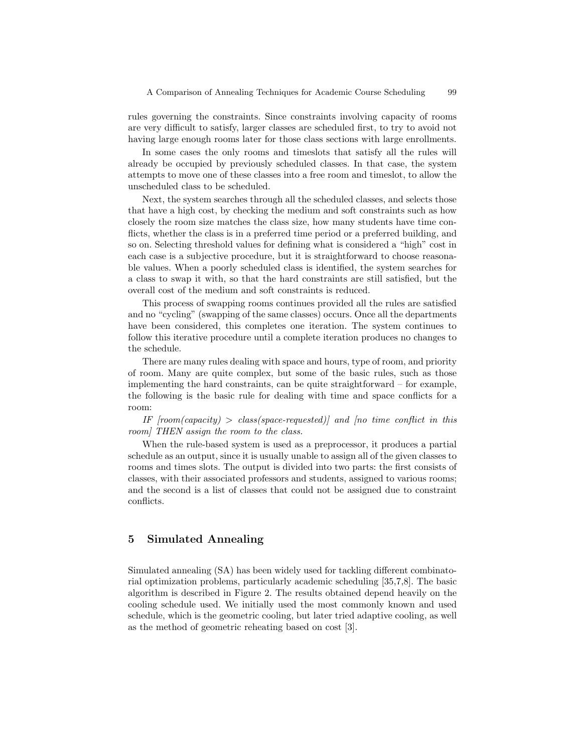rules governing the constraints. Since constraints involving capacity of rooms are very difficult to satisfy, larger classes are scheduled first, to try to avoid not having large enough rooms later for those class sections with large enrollments.

In some cases the only rooms and timeslots that satisfy all the rules will already be occupied by previously scheduled classes. In that case, the system attempts to move one of these classes into a free room and timeslot, to allow the unscheduled class to be scheduled.

Next, the system searches through all the scheduled classes, and selects those that have a high cost, by checking the medium and soft constraints such as how closely the room size matches the class size, how many students have time conflicts, whether the class is in a preferred time period or a preferred building, and so on. Selecting threshold values for defining what is considered a "high" cost in each case is a subjective procedure, but it is straightforward to choose reasonable values. When a poorly scheduled class is identified, the system searches for a class to swap it with, so that the hard constraints are still satisfied, but the overall cost of the medium and soft constraints is reduced.

This process of swapping rooms continues provided all the rules are satisfied and no "cycling" (swapping of the same classes) occurs. Once all the departments have been considered, this completes one iteration. The system continues to follow this iterative procedure until a complete iteration produces no changes to the schedule.

There are many rules dealing with space and hours, type of room, and priority of room. Many are quite complex, but some of the basic rules, such as those implementing the hard constraints, can be quite straightforward – for example, the following is the basic rule for dealing with time and space conflicts for a room:

*IF [room(capacity) > class(space-requested)] and [no time conflict in this room] THEN assign the room to the class.*

When the rule-based system is used as a preprocessor, it produces a partial schedule as an output, since it is usually unable to assign all of the given classes to rooms and times slots. The output is divided into two parts: the first consists of classes, with their associated professors and students, assigned to various rooms; and the second is a list of classes that could not be assigned due to constraint conflicts.

## 5 Simulated Annealing

Simulated annealing (SA) has been widely used for tackling different combinatorial optimization problems, particularly academic scheduling [35,7,8]. The basic algorithm is described in Figure 2. The results obtained depend heavily on the cooling schedule used. We initially used the most commonly known and used schedule, which is the geometric cooling, but later tried adaptive cooling, as well as the method of geometric reheating based on cost [3].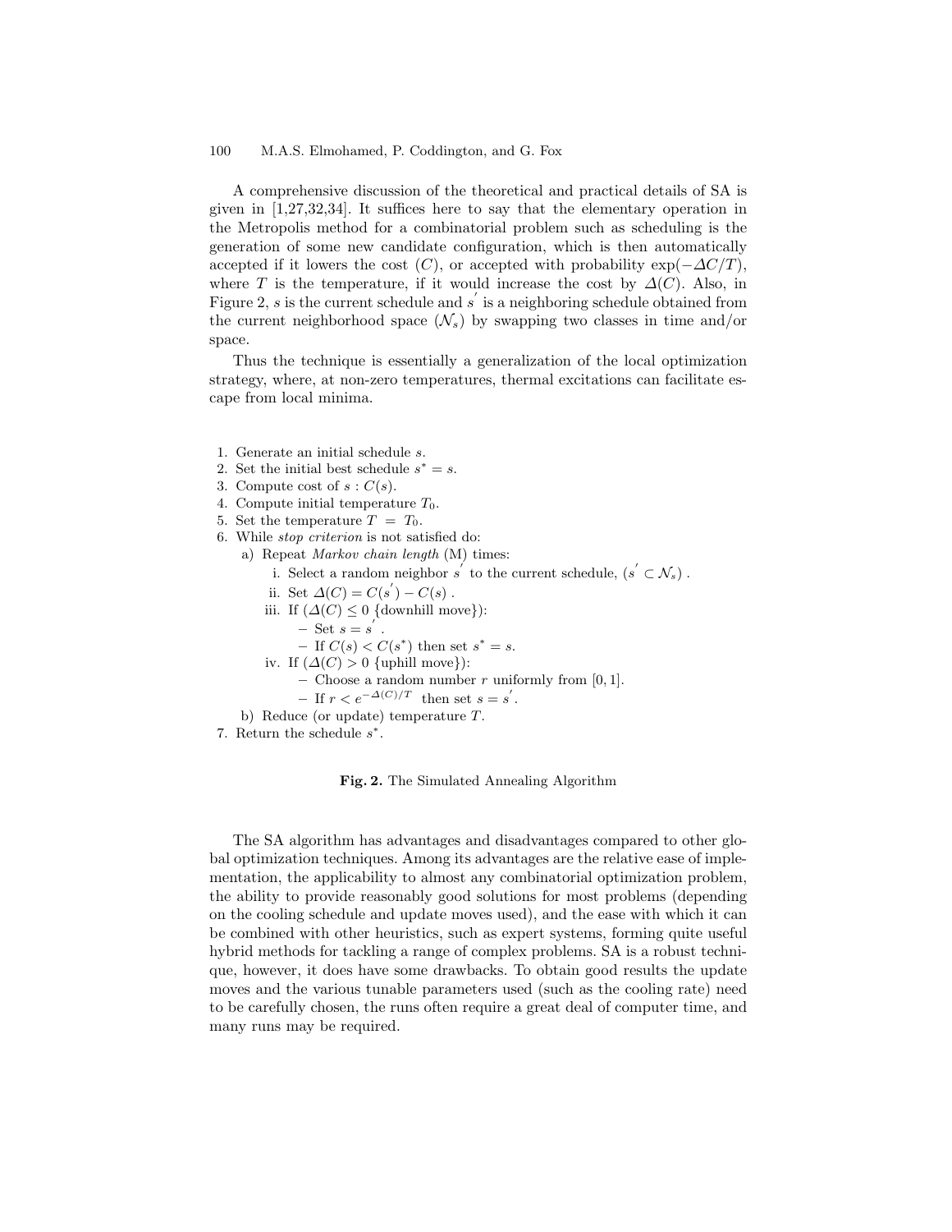A comprehensive discussion of the theoretical and practical details of SA is given in [1,27,32,34]. It suffices here to say that the elementary operation in the Metropolis method for a combinatorial problem such as scheduling is the generation of some new candidate configuration, which is then automatically accepted if it lowers the cost ($C$), or accepted with probability $\exp(-\Delta C/T)$, where $T$ is the temperature, if it would increase the cost by $\Delta(C)$. Also, in Figure 2, $s$ is the current schedule and $s^{'}$ is a neighboring schedule obtained from the current neighborhood space ($\mathcal{N}_s$) by swapping two classes in time and/or space.

Thus the technique is essentially a generalization of the local optimization strategy, where, at non-zero temperatures, thermal excitations can facilitate escape from local minima.

1. Generate an initial schedule $s$.
2. Set the initial best schedule $s^* = s$.
3. Compute cost of $s : C(s)$.
4. Compute initial temperature $T_0$.
5. Set the temperature $T = T_0$.
6. While *stop criterion* is not satisfied do:
   a) Repeat *Markov chain length* (M) times:
      i. Select a random neighbor $s^{'}$ to the current schedule, ($s^{'} \subset \mathcal{N}_s$) .
      ii. Set $\Delta(C) = C(s^{'}) - C(s)$ .
      iii. If ($\Delta(C) \leq 0$ {downhill move}):
         – Set $s = s^{'}$ .
         – If $C(s) < C(s^*)$ then set $s^* = s$.
      iv. If ($\Delta(C) > 0$ {uphill move}):
         – Choose a random number $r$ uniformly from $[0, 1]$.
         – If $r < e^{-\Delta(C)/T}$ then set $s = s^{'}$.
   b) Reduce (or update) temperature $T$.
7. Return the schedule $s^*$.

**Fig. 2.** The Simulated Annealing Algorithm

The SA algorithm has advantages and disadvantages compared to other global optimization techniques. Among its advantages are the relative ease of implementation, the applicability to almost any combinatorial optimization problem, the ability to provide reasonably good solutions for most problems (depending on the cooling schedule and update moves used), and the ease with which it can be combined with other heuristics, such as expert systems, forming quite useful hybrid methods for tackling a range of complex problems. SA is a robust technique, however, it does have some drawbacks. To obtain good results the update moves and the various tunable parameters used (such as the cooling rate) need to be carefully chosen, the runs often require a great deal of computer time, and many runs may be required.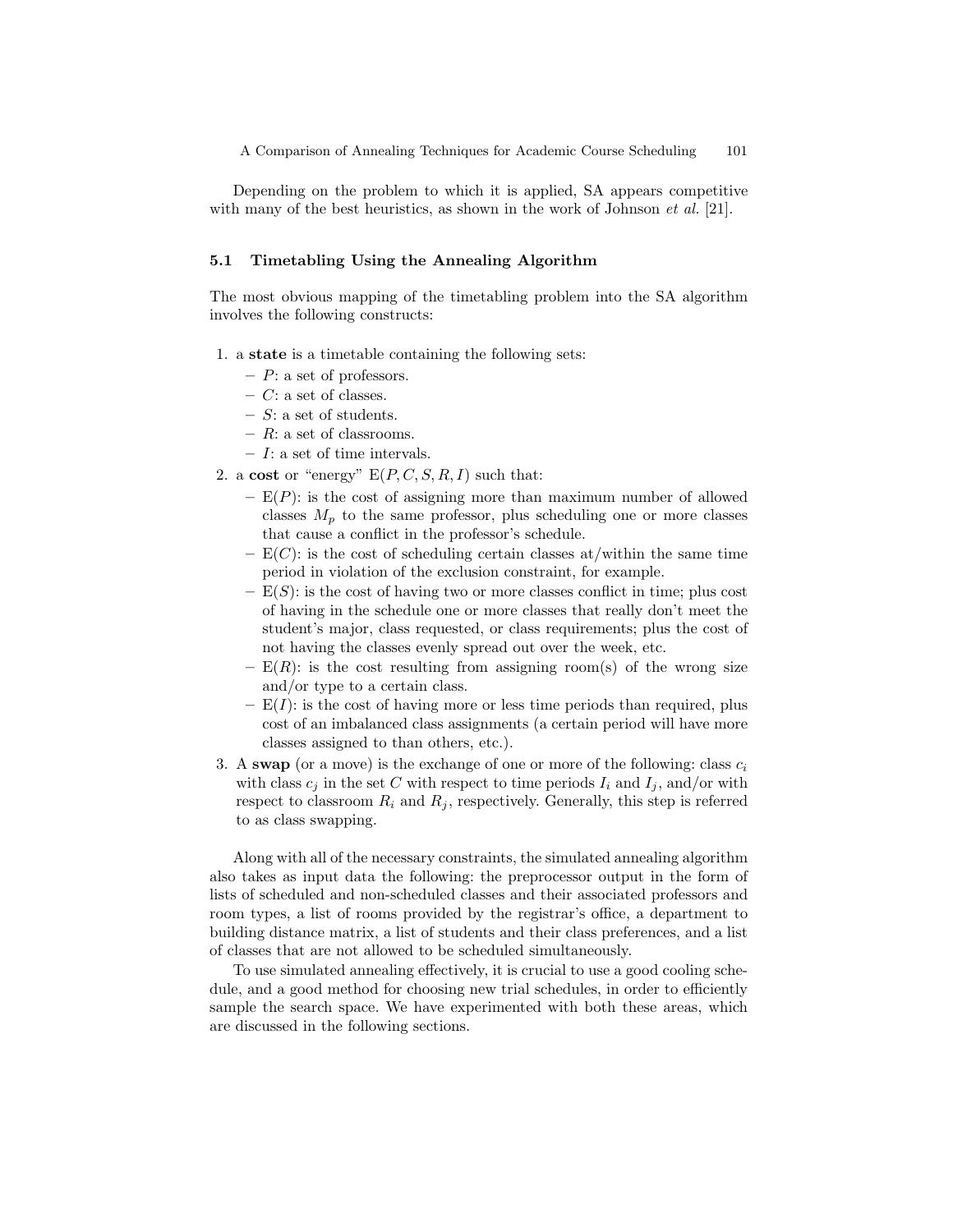Depending on the problem to which it is applied, SA appears competitive with many of the best heuristics, as shown in the work of Johnson *et al.* [21].

### 5.1 Timetabling Using the Annealing Algorithm

The most obvious mapping of the timetabling problem into the SA algorithm involves the following constructs:

1. a **state** is a timetable containing the following sets:
   - $P$: a set of professors.
   - $C$: a set of classes.
   - $S$: a set of students.
   - $R$: a set of classrooms.
   - $I$: a set of time intervals.
2. a **cost** or "energy" $\mathrm{E}(P, C, S, R, I)$ such that:
   - $\mathrm{E}(P)$: is the cost of assigning more than maximum number of allowed classes $M_p$ to the same professor, plus scheduling one or more classes that cause a conflict in the professor's schedule.
   - $\mathrm{E}(C)$: is the cost of scheduling certain classes at/within the same time period in violation of the exclusion constraint, for example.
   - $\mathrm{E}(S)$: is the cost of having two or more classes conflict in time; plus cost of having in the schedule one or more classes that really don't meet the student's major, class requested, or class requirements; plus the cost of not having the classes evenly spread out over the week, etc.
   - $\mathrm{E}(R)$: is the cost resulting from assigning room(s) of the wrong size and/or type to a certain class.
   - $\mathrm{E}(I)$: is the cost of having more or less time periods than required, plus cost of an imbalanced class assignments (a certain period will have more classes assigned to than others, etc.).
3. A **swap** (or a move) is the exchange of one or more of the following: class $c_i$ with class $c_j$ in the set $C$ with respect to time periods $I_i$ and $I_j$, and/or with respect to classroom $R_i$ and $R_j$, respectively. Generally, this step is referred to as class swapping.

Along with all of the necessary constraints, the simulated annealing algorithm also takes as input data the following: the preprocessor output in the form of lists of scheduled and non-scheduled classes and their associated professors and room types, a list of rooms provided by the registrar's office, a department to building distance matrix, a list of students and their class preferences, and a list of classes that are not allowed to be scheduled simultaneously.

To use simulated annealing effectively, it is crucial to use a good cooling schedule, and a good method for choosing new trial schedules, in order to efficiently sample the search space. We have experimented with both these areas, which are discussed in the following sections.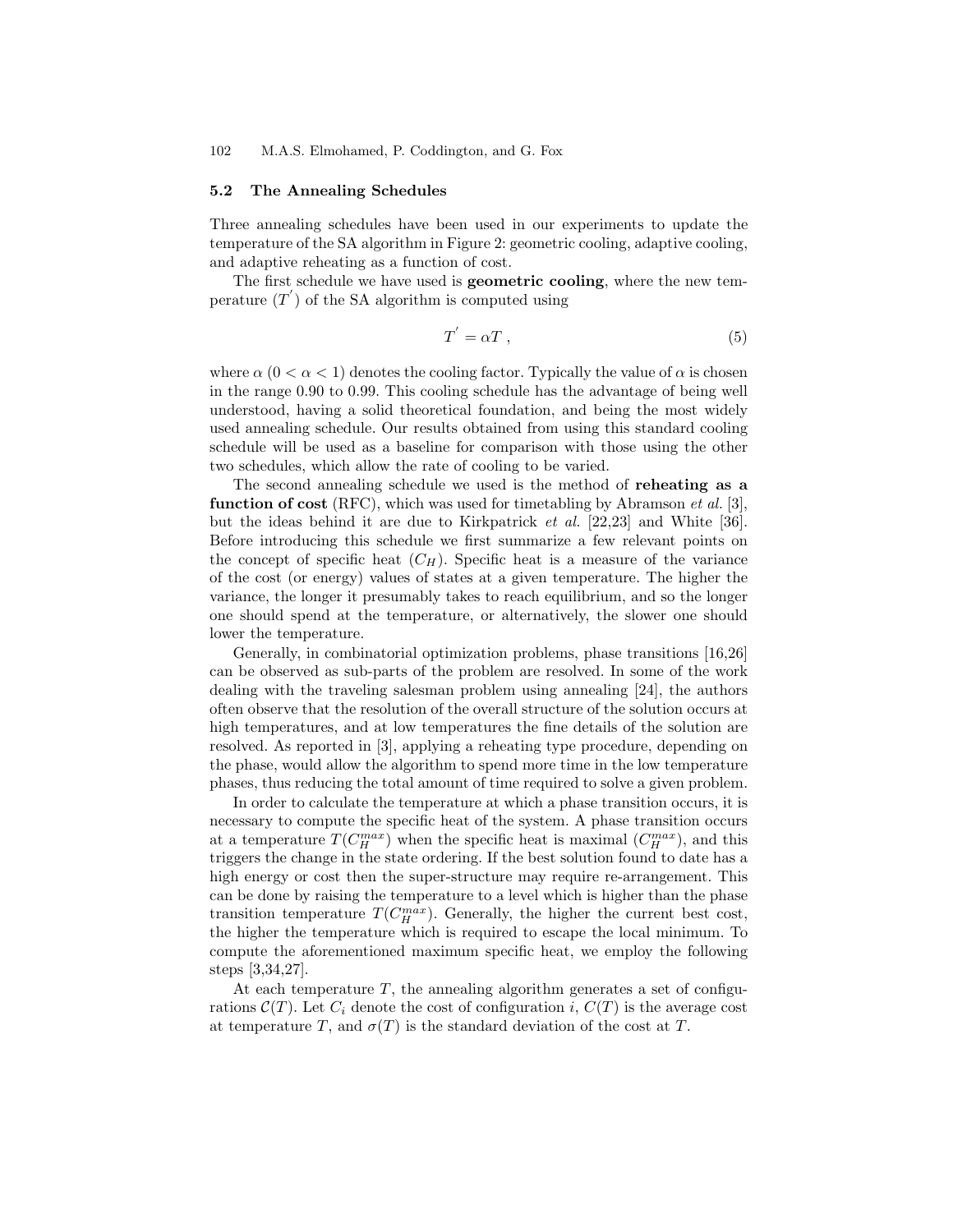### 5.2 The Annealing Schedules

Three annealing schedules have been used in our experiments to update the temperature of the SA algorithm in Figure 2: geometric cooling, adaptive cooling, and adaptive reheating as a function of cost.

The first schedule we have used is **geometric cooling**, where the new temperature ($T^{'}$) of the SA algorithm is computed using

$$T^{'} = \alpha T \; , \tag{5}$$

where $\alpha$ ($0 < \alpha < 1$) denotes the cooling factor. Typically the value of $\alpha$ is chosen in the range 0.90 to 0.99. This cooling schedule has the advantage of being well understood, having a solid theoretical foundation, and being the most widely used annealing schedule. Our results obtained from using this standard cooling schedule will be used as a baseline for comparison with those using the other two schedules, which allow the rate of cooling to be varied.

The second annealing schedule we used is the method of **reheating as a function of cost** (RFC), which was used for timetabling by Abramson *et al.* [3], but the ideas behind it are due to Kirkpatrick *et al.* [22,23] and White [36]. Before introducing this schedule we first summarize a few relevant points on the concept of specific heat ($C_H$). Specific heat is a measure of the variance of the cost (or energy) values of states at a given temperature. The higher the variance, the longer it presumably takes to reach equilibrium, and so the longer one should spend at the temperature, or alternatively, the slower one should lower the temperature.

Generally, in combinatorial optimization problems, phase transitions [16,26] can be observed as sub-parts of the problem are resolved. In some of the work dealing with the traveling salesman problem using annealing [24], the authors often observe that the resolution of the overall structure of the solution occurs at high temperatures, and at low temperatures the fine details of the solution are resolved. As reported in [3], applying a reheating type procedure, depending on the phase, would allow the algorithm to spend more time in the low temperature phases, thus reducing the total amount of time required to solve a given problem.

In order to calculate the temperature at which a phase transition occurs, it is necessary to compute the specific heat of the system. A phase transition occurs at a temperature $T(C_H^{max})$ when the specific heat is maximal ($C_H^{max}$), and this triggers the change in the state ordering. If the best solution found to date has a high energy or cost then the super-structure may require re-arrangement. This can be done by raising the temperature to a level which is higher than the phase transition temperature $T(C_H^{max})$. Generally, the higher the current best cost, the higher the temperature which is required to escape the local minimum. To compute the aforementioned maximum specific heat, we employ the following steps [3,34,27].

At each temperature $T$, the annealing algorithm generates a set of configurations $\mathcal{C}(T)$. Let $C_i$ denote the cost of configuration $i$, $C(T)$ is the average cost at temperature $T$, and $\sigma(T)$ is the standard deviation of the cost at $T$.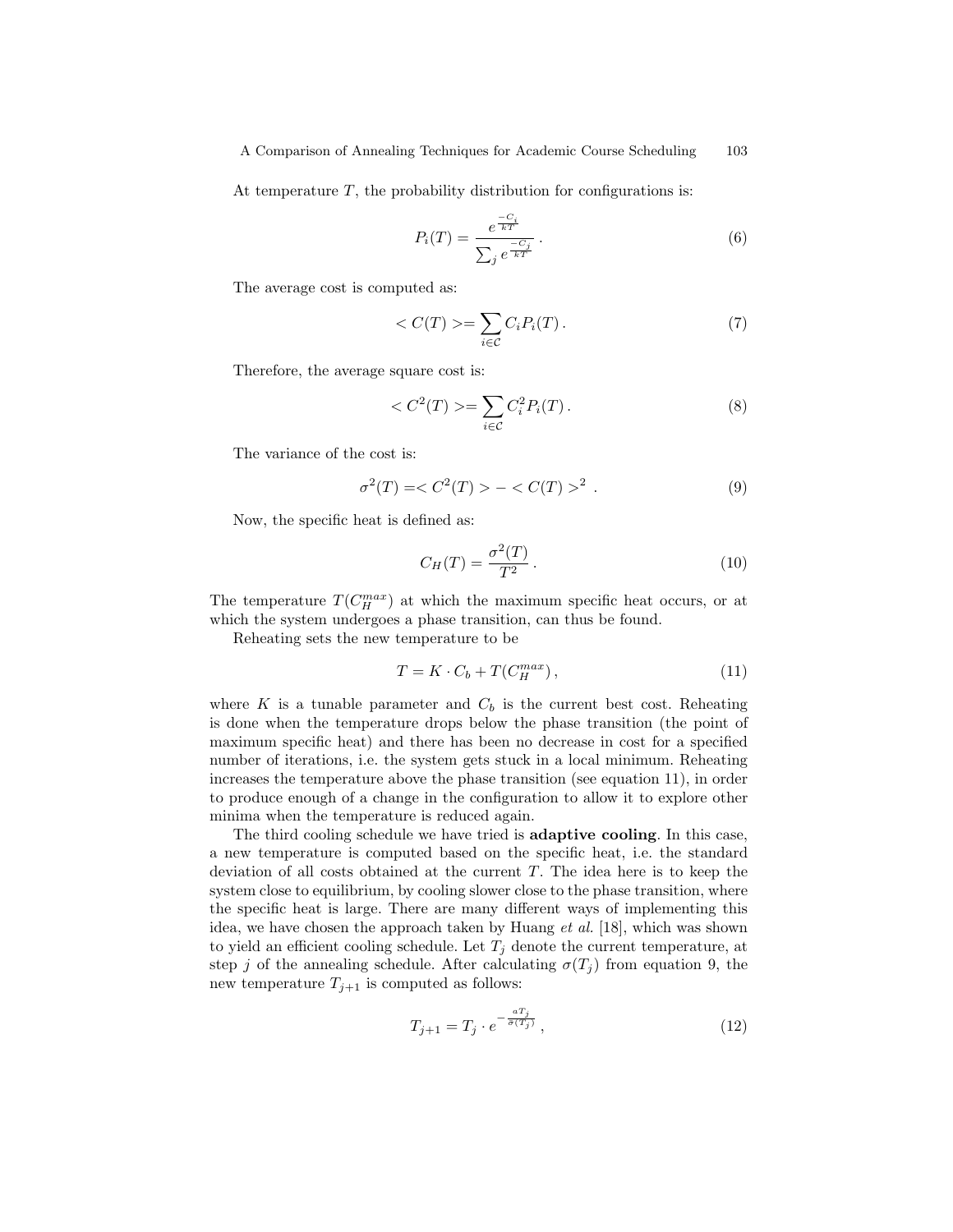At temperature $T$, the probability distribution for configurations is:

$$P_i(T) = \frac{e^{\frac{-C_i}{kT}}}{\sum_j e^{\frac{-C_j}{kT}}} \,. \tag{6}$$

The average cost is computed as:

$$< C(T) >= \sum_{i \in \mathcal{C}} C_i P_i(T) \,. \tag{7}$$

Therefore, the average square cost is:

$$< C^2(T) >= \sum_{i \in \mathcal{C}} C_i^2 P_i(T) \,. \tag{8}$$

The variance of the cost is:

$$\sigma^2(T) =< C^2(T) > - < C(T) >^2 \ . \tag{9}$$

Now, the specific heat is defined as:

$$C_H(T) = \frac{\sigma^2(T)}{T^2} \,. \tag{10}$$

The temperature $T(C_H^{max})$ at which the maximum specific heat occurs, or at which the system undergoes a phase transition, can thus be found.

Reheating sets the new temperature to be

$$T = K \cdot C_b + T(C_H^{max}) \,, \tag{11}$$

where $K$ is a tunable parameter and $C_b$ is the current best cost. Reheating is done when the temperature drops below the phase transition (the point of maximum specific heat) and there has been no decrease in cost for a specified number of iterations, i.e. the system gets stuck in a local minimum. Reheating increases the temperature above the phase transition (see equation 11), in order to produce enough of a change in the configuration to allow it to explore other minima when the temperature is reduced again.

The third cooling schedule we have tried is **adaptive cooling**. In this case, a new temperature is computed based on the specific heat, i.e. the standard deviation of all costs obtained at the current $T$. The idea here is to keep the system close to equilibrium, by cooling slower close to the phase transition, where the specific heat is large. There are many different ways of implementing this idea, we have chosen the approach taken by Huang *et al.* [18], which was shown to yield an efficient cooling schedule. Let $T_j$ denote the current temperature, at step $j$ of the annealing schedule. After calculating $\sigma(T_j)$ from equation 9, the new temperature $T_{j+1}$ is computed as follows:

$$T_{j+1} = T_j \cdot e^{-\frac{aT_j}{\sigma(T_j)}} \,, \tag{12}$$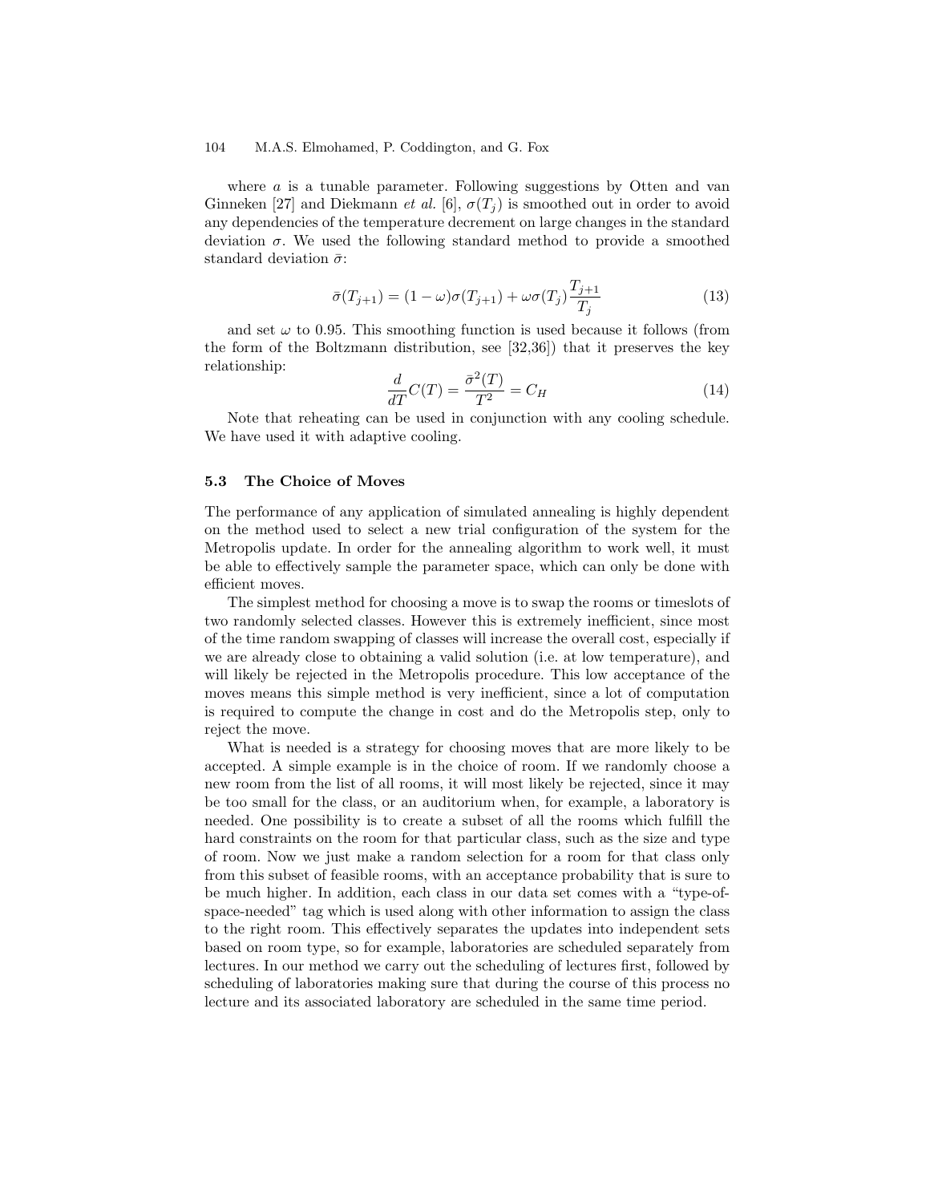where $a$ is a tunable parameter. Following suggestions by Otten and van Ginneken [27] and Diekmann *et al.* [6], $\sigma(T_j)$ is smoothed out in order to avoid any dependencies of the temperature decrement on large changes in the standard deviation $\sigma$. We used the following standard method to provide a smoothed standard deviation $\bar{\sigma}$:

$$\bar{\sigma}(T_{j+1}) = (1 - \omega)\sigma(T_{j+1}) + \omega\sigma(T_j)\frac{T_{j+1}}{T_j} \tag{13}$$

and set $\omega$ to 0.95. This smoothing function is used because it follows (from the form of the Boltzmann distribution, see [32,36]) that it preserves the key relationship:

$$\frac{d}{dT}C(T) = \frac{\bar{\sigma}^2(T)}{T^2} = C_H \tag{14}$$

Note that reheating can be used in conjunction with any cooling schedule. We have used it with adaptive cooling.

### 5.3 The Choice of Moves

The performance of any application of simulated annealing is highly dependent on the method used to select a new trial configuration of the system for the Metropolis update. In order for the annealing algorithm to work well, it must be able to effectively sample the parameter space, which can only be done with efficient moves.

The simplest method for choosing a move is to swap the rooms or timeslots of two randomly selected classes. However this is extremely inefficient, since most of the time random swapping of classes will increase the overall cost, especially if we are already close to obtaining a valid solution (i.e. at low temperature), and will likely be rejected in the Metropolis procedure. This low acceptance of the moves means this simple method is very inefficient, since a lot of computation is required to compute the change in cost and do the Metropolis step, only to reject the move.

What is needed is a strategy for choosing moves that are more likely to be accepted. A simple example is in the choice of room. If we randomly choose a new room from the list of all rooms, it will most likely be rejected, since it may be too small for the class, or an auditorium when, for example, a laboratory is needed. One possibility is to create a subset of all the rooms which fulfill the hard constraints on the room for that particular class, such as the size and type of room. Now we just make a random selection for a room for that class only from this subset of feasible rooms, with an acceptance probability that is sure to be much higher. In addition, each class in our data set comes with a "type-of-space-needed" tag which is used along with other information to assign the class to the right room. This effectively separates the updates into independent sets based on room type, so for example, laboratories are scheduled separately from lectures. In our method we carry out the scheduling of lectures first, followed by scheduling of laboratories making sure that during the course of this process no lecture and its associated laboratory are scheduled in the same time period.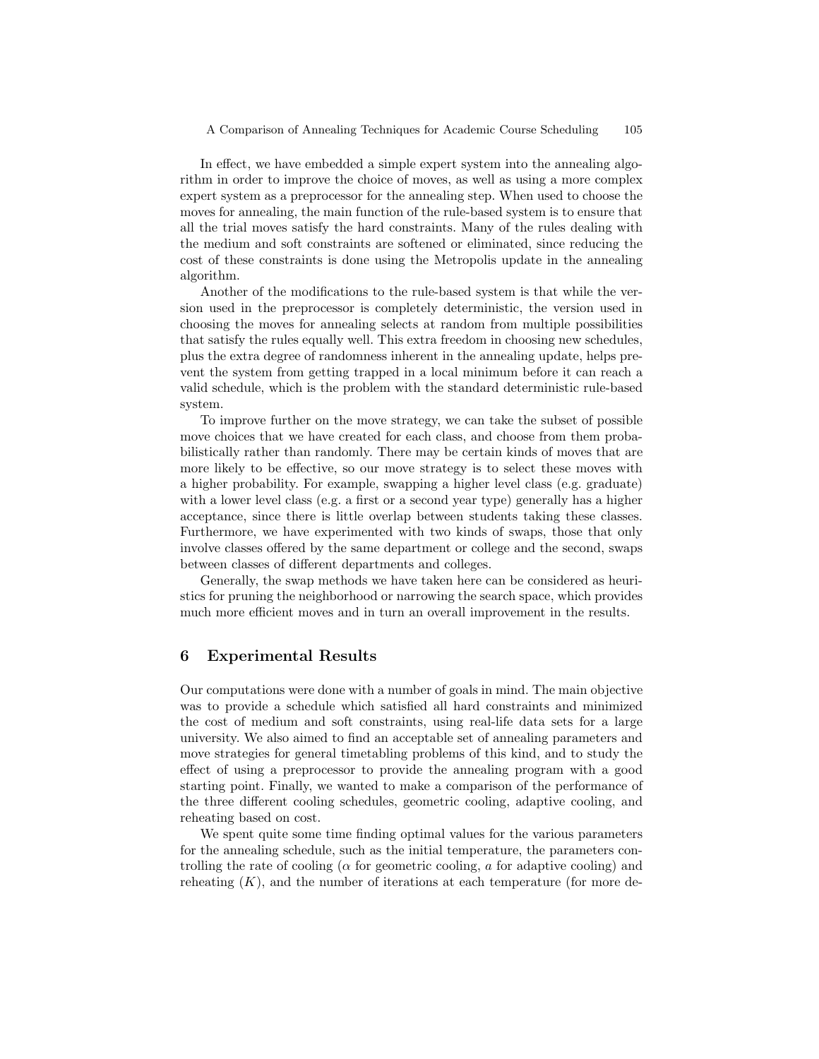In effect, we have embedded a simple expert system into the annealing algorithm in order to improve the choice of moves, as well as using a more complex expert system as a preprocessor for the annealing step. When used to choose the moves for annealing, the main function of the rule-based system is to ensure that all the trial moves satisfy the hard constraints. Many of the rules dealing with the medium and soft constraints are softened or eliminated, since reducing the cost of these constraints is done using the Metropolis update in the annealing algorithm.

Another of the modifications to the rule-based system is that while the version used in the preprocessor is completely deterministic, the version used in choosing the moves for annealing selects at random from multiple possibilities that satisfy the rules equally well. This extra freedom in choosing new schedules, plus the extra degree of randomness inherent in the annealing update, helps prevent the system from getting trapped in a local minimum before it can reach a valid schedule, which is the problem with the standard deterministic rule-based system.

To improve further on the move strategy, we can take the subset of possible move choices that we have created for each class, and choose from them probabilistically rather than randomly. There may be certain kinds of moves that are more likely to be effective, so our move strategy is to select these moves with a higher probability. For example, swapping a higher level class (e.g. graduate) with a lower level class (e.g. a first or a second year type) generally has a higher acceptance, since there is little overlap between students taking these classes. Furthermore, we have experimented with two kinds of swaps, those that only involve classes offered by the same department or college and the second, swaps between classes of different departments and colleges.

Generally, the swap methods we have taken here can be considered as heuristics for pruning the neighborhood or narrowing the search space, which provides much more efficient moves and in turn an overall improvement in the results.

## 6 Experimental Results

Our computations were done with a number of goals in mind. The main objective was to provide a schedule which satisfied all hard constraints and minimized the cost of medium and soft constraints, using real-life data sets for a large university. We also aimed to find an acceptable set of annealing parameters and move strategies for general timetabling problems of this kind, and to study the effect of using a preprocessor to provide the annealing program with a good starting point. Finally, we wanted to make a comparison of the performance of the three different cooling schedules, geometric cooling, adaptive cooling, and reheating based on cost.

We spent quite some time finding optimal values for the various parameters for the annealing schedule, such as the initial temperature, the parameters controlling the rate of cooling ($\alpha$ for geometric cooling, $a$ for adaptive cooling) and reheating ($K$), and the number of iterations at each temperature (for more de-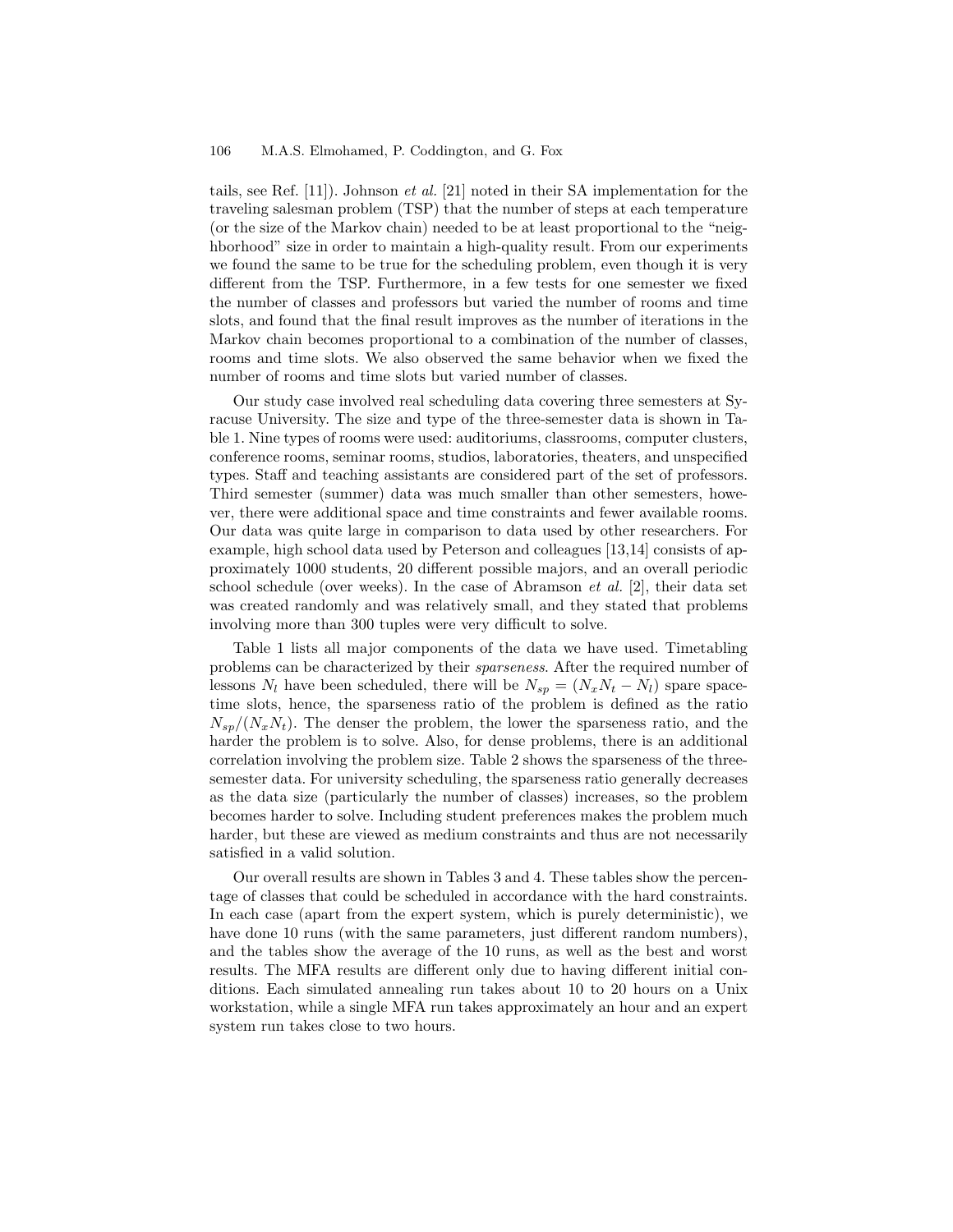tails, see Ref. [11]). Johnson *et al.* [21] noted in their SA implementation for the traveling salesman problem (TSP) that the number of steps at each temperature (or the size of the Markov chain) needed to be at least proportional to the "neighborhood" size in order to maintain a high-quality result. From our experiments we found the same to be true for the scheduling problem, even though it is very different from the TSP. Furthermore, in a few tests for one semester we fixed the number of classes and professors but varied the number of rooms and time slots, and found that the final result improves as the number of iterations in the Markov chain becomes proportional to a combination of the number of classes, rooms and time slots. We also observed the same behavior when we fixed the number of rooms and time slots but varied number of classes.

Our study case involved real scheduling data covering three semesters at Syracuse University. The size and type of the three-semester data is shown in Table 1. Nine types of rooms were used: auditoriums, classrooms, computer clusters, conference rooms, seminar rooms, studios, laboratories, theaters, and unspecified types. Staff and teaching assistants are considered part of the set of professors. Third semester (summer) data was much smaller than other semesters, however, there were additional space and time constraints and fewer available rooms. Our data was quite large in comparison to data used by other researchers. For example, high school data used by Peterson and colleagues [13,14] consists of approximately 1000 students, 20 different possible majors, and an overall periodic school schedule (over weeks). In the case of Abramson *et al.* [2], their data set was created randomly and was relatively small, and they stated that problems involving more than 300 tuples were very difficult to solve.

Table 1 lists all major components of the data we have used. Timetabling problems can be characterized by their *sparseness*. After the required number of lessons $N_l$ have been scheduled, there will be $N_{sp} = (N_x N_t - N_l)$ spare space-time slots, hence, the sparseness ratio of the problem is defined as the ratio $N_{sp}/(N_x N_t)$. The denser the problem, the lower the sparseness ratio, and the harder the problem is to solve. Also, for dense problems, there is an additional correlation involving the problem size. Table 2 shows the sparseness of the three-semester data. For university scheduling, the sparseness ratio generally decreases as the data size (particularly the number of classes) increases, so the problem becomes harder to solve. Including student preferences makes the problem much harder, but these are viewed as medium constraints and thus are not necessarily satisfied in a valid solution.

Our overall results are shown in Tables 3 and 4. These tables show the percentage of classes that could be scheduled in accordance with the hard constraints. In each case (apart from the expert system, which is purely deterministic), we have done 10 runs (with the same parameters, just different random numbers), and the tables show the average of the 10 runs, as well as the best and worst results. The MFA results are different only due to having different initial conditions. Each simulated annealing run takes about 10 to 20 hours on a Unix workstation, while a single MFA run takes approximately an hour and an expert system run takes close to two hours.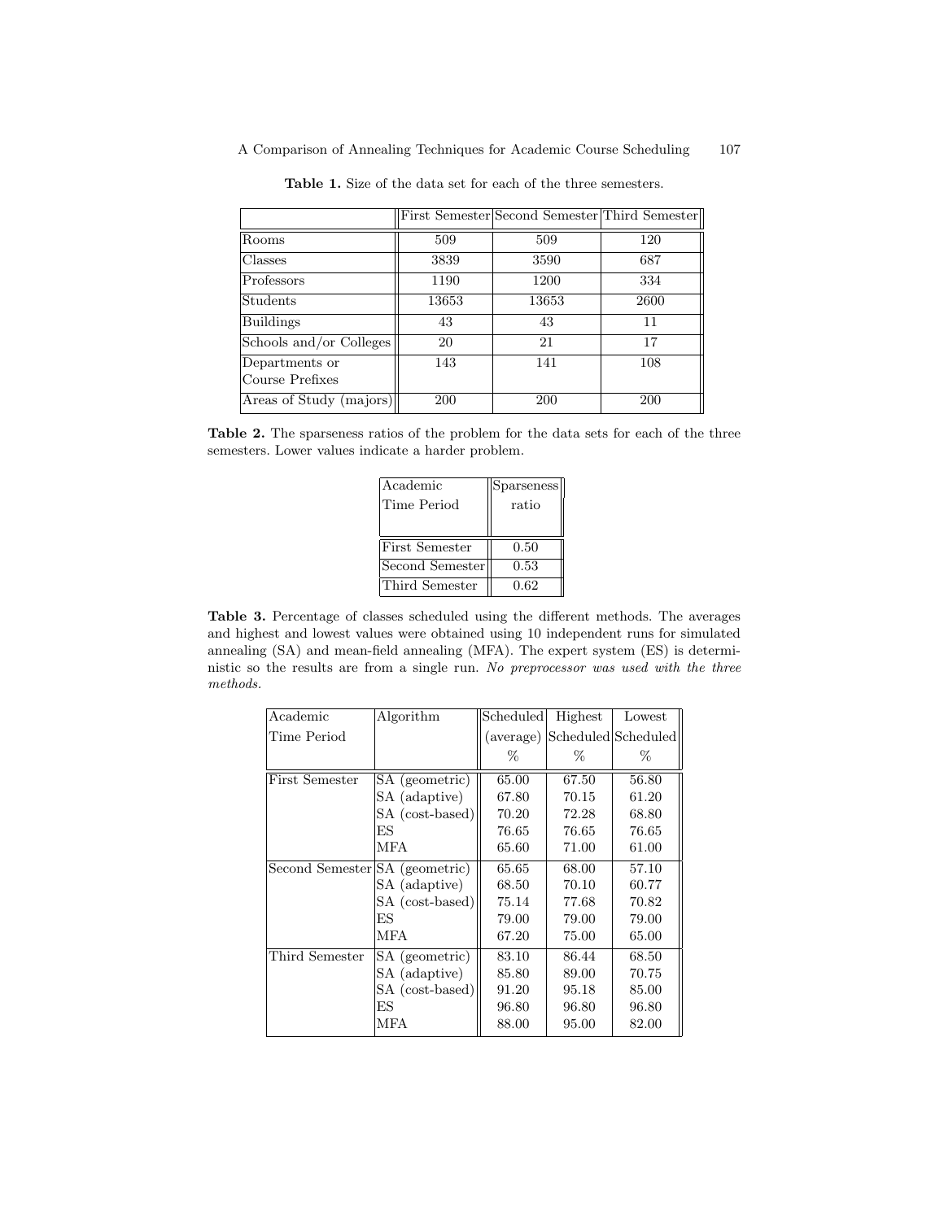**Table 1.** Size of the data set for each of the three semesters.

| | First Semester | Second Semester | Third Semester |
|---|---|---|---|
| Rooms | 509 | 509 | 120 |
| Classes | 3839 | 3590 | 687 |
| Professors | 1190 | 1200 | 334 |
| Students | 13653 | 13653 | 2600 |
| Buildings | 43 | 43 | 11 |
| Schools and/or Colleges | 20 | 21 | 17 |
| Departments or Course Prefixes | 143 | 141 | 108 |
| Areas of Study (majors) | 200 | 200 | 200 |

**Table 2.** The sparseness ratios of the problem for the data sets for each of the three semesters. Lower values indicate a harder problem.

| Academic Time Period | Sparseness ratio |
|---|---|
| First Semester | 0.50 |
| Second Semester | 0.53 |
| Third Semester | 0.62 |

**Table 3.** Percentage of classes scheduled using the different methods. The averages and highest and lowest values were obtained using 10 independent runs for simulated annealing (SA) and mean-field annealing (MFA). The expert system (ES) is deterministic so the results are from a single run. *No preprocessor was used with the three methods.*

| Academic Time Period | Algorithm | Scheduled (average) % | Highest Scheduled % | Lowest Scheduled % |
|---|---|---|---|---|
| First Semester | SA (geometric) | 65.00 | 67.50 | 56.80 |
| | SA (adaptive) | 67.80 | 70.15 | 61.20 |
| | SA (cost-based) | 70.20 | 72.28 | 68.80 |
| | ES | 76.65 | 76.65 | 76.65 |
| | MFA | 65.60 | 71.00 | 61.00 |
| Second Semester | SA (geometric) | 65.65 | 68.00 | 57.10 |
| | SA (adaptive) | 68.50 | 70.10 | 60.77 |
| | SA (cost-based) | 75.14 | 77.68 | 70.82 |
| | ES | 79.00 | 79.00 | 79.00 |
| | MFA | 67.20 | 75.00 | 65.00 |
| Third Semester | SA (geometric) | 83.10 | 86.44 | 68.50 |
| | SA (adaptive) | 85.80 | 89.00 | 70.75 |
| | SA (cost-based) | 91.20 | 95.18 | 85.00 |
| | ES | 96.80 | 96.80 | 96.80 |
| | MFA | 88.00 | 95.00 | 82.00 |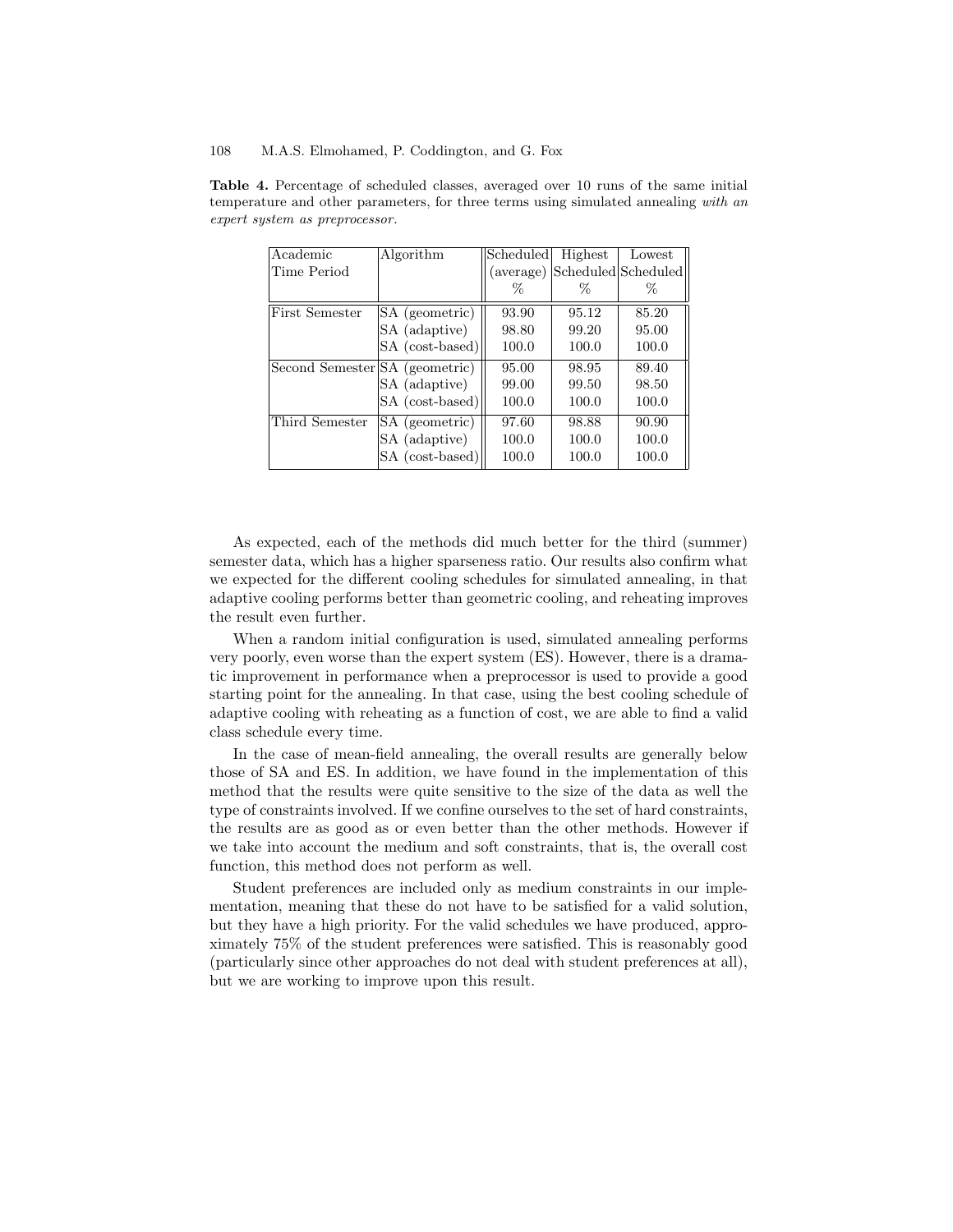**Table 4.** Percentage of scheduled classes, averaged over 10 runs of the same initial temperature and other parameters, for three terms using simulated annealing *with an expert system as preprocessor*.

| Academic Time Period | Algorithm | Scheduled (average) % | Highest Scheduled % | Lowest Scheduled % |
|---|---|---|---|---|
| First Semester | SA (geometric) | 93.90 | 95.12 | 85.20 |
| | SA (adaptive) | 98.80 | 99.20 | 95.00 |
| | SA (cost-based) | 100.0 | 100.0 | 100.0 |
| Second Semester | SA (geometric) | 95.00 | 98.95 | 89.40 |
| | SA (adaptive) | 99.00 | 99.50 | 98.50 |
| | SA (cost-based) | 100.0 | 100.0 | 100.0 |
| Third Semester | SA (geometric) | 97.60 | 98.88 | 90.90 |
| | SA (adaptive) | 100.0 | 100.0 | 100.0 |
| | SA (cost-based) | 100.0 | 100.0 | 100.0 |

As expected, each of the methods did much better for the third (summer) semester data, which has a higher sparseness ratio. Our results also confirm what we expected for the different cooling schedules for simulated annealing, in that adaptive cooling performs better than geometric cooling, and reheating improves the result even further.

When a random initial configuration is used, simulated annealing performs very poorly, even worse than the expert system (ES). However, there is a dramatic improvement in performance when a preprocessor is used to provide a good starting point for the annealing. In that case, using the best cooling schedule of adaptive cooling with reheating as a function of cost, we are able to find a valid class schedule every time.

In the case of mean-field annealing, the overall results are generally below those of SA and ES. In addition, we have found in the implementation of this method that the results were quite sensitive to the size of the data as well the type of constraints involved. If we confine ourselves to the set of hard constraints, the results are as good as or even better than the other methods. However if we take into account the medium and soft constraints, that is, the overall cost function, this method does not perform as well.

Student preferences are included only as medium constraints in our implementation, meaning that these do not have to be satisfied for a valid solution, but they have a high priority. For the valid schedules we have produced, approximately 75% of the student preferences were satisfied. This is reasonably good (particularly since other approaches do not deal with student preferences at all), but we are working to improve upon this result.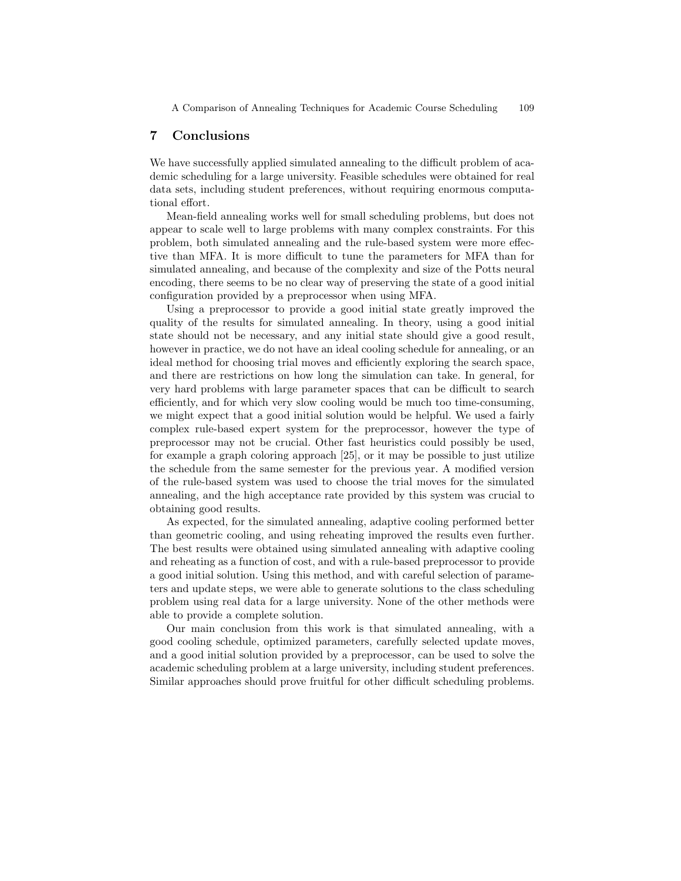## 7 Conclusions

We have successfully applied simulated annealing to the difficult problem of academic scheduling for a large university. Feasible schedules were obtained for real data sets, including student preferences, without requiring enormous computational effort.

Mean-field annealing works well for small scheduling problems, but does not appear to scale well to large problems with many complex constraints. For this problem, both simulated annealing and the rule-based system were more effective than MFA. It is more difficult to tune the parameters for MFA than for simulated annealing, and because of the complexity and size of the Potts neural encoding, there seems to be no clear way of preserving the state of a good initial configuration provided by a preprocessor when using MFA.

Using a preprocessor to provide a good initial state greatly improved the quality of the results for simulated annealing. In theory, using a good initial state should not be necessary, and any initial state should give a good result, however in practice, we do not have an ideal cooling schedule for annealing, or an ideal method for choosing trial moves and efficiently exploring the search space, and there are restrictions on how long the simulation can take. In general, for very hard problems with large parameter spaces that can be difficult to search efficiently, and for which very slow cooling would be much too time-consuming, we might expect that a good initial solution would be helpful. We used a fairly complex rule-based expert system for the preprocessor, however the type of preprocessor may not be crucial. Other fast heuristics could possibly be used, for example a graph coloring approach [25], or it may be possible to just utilize the schedule from the same semester for the previous year. A modified version of the rule-based system was used to choose the trial moves for the simulated annealing, and the high acceptance rate provided by this system was crucial to obtaining good results.

As expected, for the simulated annealing, adaptive cooling performed better than geometric cooling, and using reheating improved the results even further. The best results were obtained using simulated annealing with adaptive cooling and reheating as a function of cost, and with a rule-based preprocessor to provide a good initial solution. Using this method, and with careful selection of parameters and update steps, we were able to generate solutions to the class scheduling problem using real data for a large university. None of the other methods were able to provide a complete solution.

Our main conclusion from this work is that simulated annealing, with a good cooling schedule, optimized parameters, carefully selected update moves, and a good initial solution provided by a preprocessor, can be used to solve the academic scheduling problem at a large university, including student preferences. Similar approaches should prove fruitful for other difficult scheduling problems.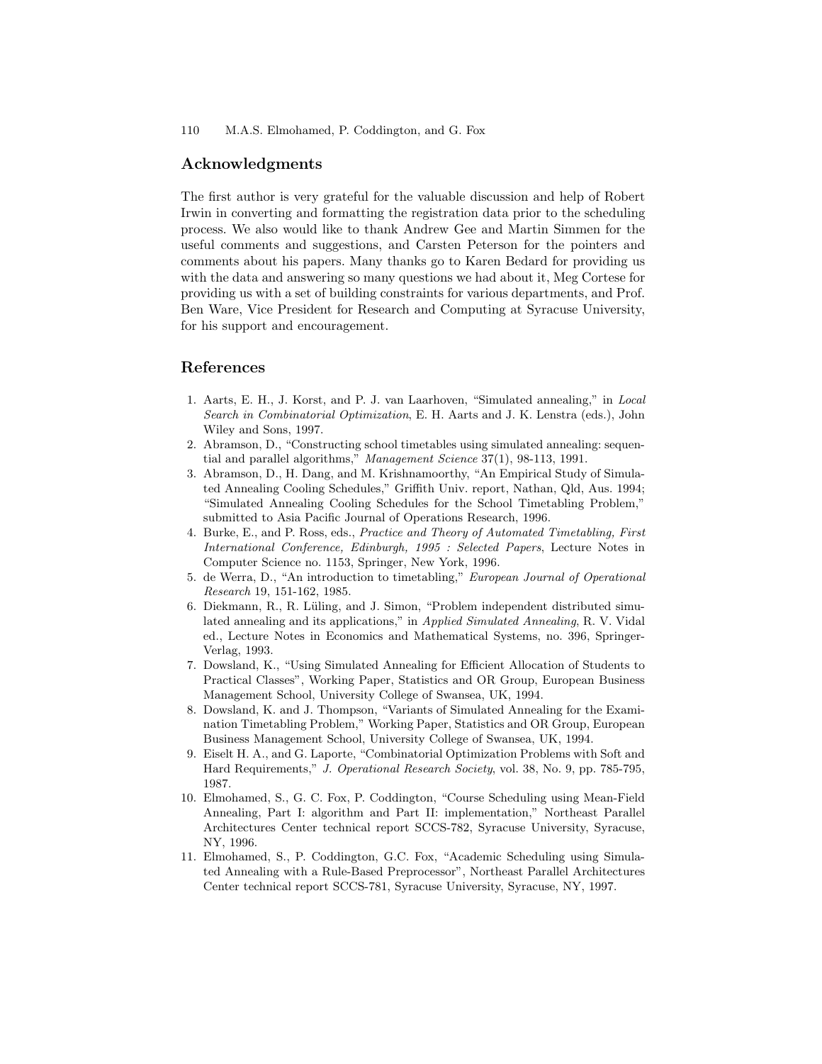## Acknowledgments

The first author is very grateful for the valuable discussion and help of Robert Irwin in converting and formatting the registration data prior to the scheduling process. We also would like to thank Andrew Gee and Martin Simmen for the useful comments and suggestions, and Carsten Peterson for the pointers and comments about his papers. Many thanks go to Karen Bedard for providing us with the data and answering so many questions we had about it, Meg Cortese for providing us with a set of building constraints for various departments, and Prof. Ben Ware, Vice President for Research and Computing at Syracuse University, for his support and encouragement.

## References

1. Aarts, E. H., J. Korst, and P. J. van Laarhoven, "Simulated annealing," in *Local Search in Combinatorial Optimization*, E. H. Aarts and J. K. Lenstra (eds.), John Wiley and Sons, 1997.
2. Abramson, D., "Constructing school timetables using simulated annealing: sequential and parallel algorithms," *Management Science* 37(1), 98-113, 1991.
3. Abramson, D., H. Dang, and M. Krishnamoorthy, "An Empirical Study of Simulated Annealing Cooling Schedules," Griffith Univ. report, Nathan, Qld, Aus. 1994; "Simulated Annealing Cooling Schedules for the School Timetabling Problem," submitted to Asia Pacific Journal of Operations Research, 1996.
4. Burke, E., and P. Ross, eds., *Practice and Theory of Automated Timetabling, First International Conference, Edinburgh, 1995 : Selected Papers*, Lecture Notes in Computer Science no. 1153, Springer, New York, 1996.
5. de Werra, D., "An introduction to timetabling," *European Journal of Operational Research* 19, 151-162, 1985.
6. Diekmann, R., R. Lüling, and J. Simon, "Problem independent distributed simulated annealing and its applications," in *Applied Simulated Annealing*, R. V. Vidal ed., Lecture Notes in Economics and Mathematical Systems, no. 396, Springer-Verlag, 1993.
7. Dowsland, K., "Using Simulated Annealing for Efficient Allocation of Students to Practical Classes", Working Paper, Statistics and OR Group, European Business Management School, University College of Swansea, UK, 1994.
8. Dowsland, K. and J. Thompson, "Variants of Simulated Annealing for the Examination Timetabling Problem," Working Paper, Statistics and OR Group, European Business Management School, University College of Swansea, UK, 1994.
9. Eiselt H. A., and G. Laporte, "Combinatorial Optimization Problems with Soft and Hard Requirements," *J. Operational Research Society*, vol. 38, No. 9, pp. 785-795, 1987.
10. Elmohamed, S., G. C. Fox, P. Coddington, "Course Scheduling using Mean-Field Annealing, Part I: algorithm and Part II: implementation," Northeast Parallel Architectures Center technical report SCCS-782, Syracuse University, Syracuse, NY, 1996.
11. Elmohamed, S., P. Coddington, G.C. Fox, "Academic Scheduling using Simulated Annealing with a Rule-Based Preprocessor", Northeast Parallel Architectures Center technical report SCCS-781, Syracuse University, Syracuse, NY, 1997.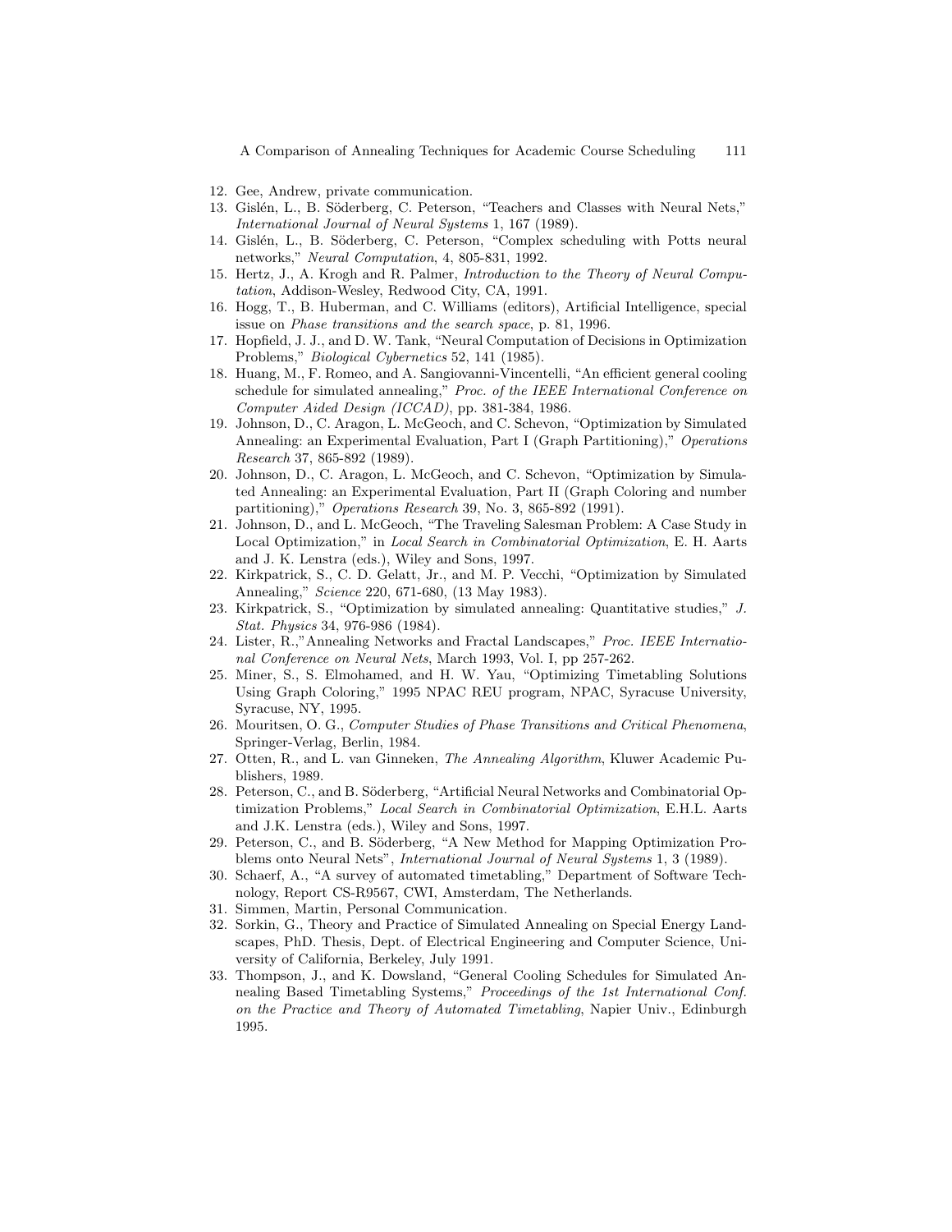12. Gee, Andrew, private communication.
13. Gislén, L., B. Söderberg, C. Peterson, "Teachers and Classes with Neural Nets," *International Journal of Neural Systems* 1, 167 (1989).
14. Gislén, L., B. Söderberg, C. Peterson, "Complex scheduling with Potts neural networks," *Neural Computation*, 4, 805-831, 1992.
15. Hertz, J., A. Krogh and R. Palmer, *Introduction to the Theory of Neural Computation*, Addison-Wesley, Redwood City, CA, 1991.
16. Hogg, T., B. Huberman, and C. Williams (editors), Artificial Intelligence, special issue on *Phase transitions and the search space*, p. 81, 1996.
17. Hopfield, J. J., and D. W. Tank, "Neural Computation of Decisions in Optimization Problems," *Biological Cybernetics* 52, 141 (1985).
18. Huang, M., F. Romeo, and A. Sangiovanni-Vincentelli, "An efficient general cooling schedule for simulated annealing," *Proc. of the IEEE International Conference on Computer Aided Design (ICCAD)*, pp. 381-384, 1986.
19. Johnson, D., C. Aragon, L. McGeoch, and C. Schevon, "Optimization by Simulated Annealing: an Experimental Evaluation, Part I (Graph Partitioning)," *Operations Research* 37, 865-892 (1989).
20. Johnson, D., C. Aragon, L. McGeoch, and C. Schevon, "Optimization by Simulated Annealing: an Experimental Evaluation, Part II (Graph Coloring and number partitioning)," *Operations Research* 39, No. 3, 865-892 (1991).
21. Johnson, D., and L. McGeoch, "The Traveling Salesman Problem: A Case Study in Local Optimization," in *Local Search in Combinatorial Optimization*, E. H. Aarts and J. K. Lenstra (eds.), Wiley and Sons, 1997.
22. Kirkpatrick, S., C. D. Gelatt, Jr., and M. P. Vecchi, "Optimization by Simulated Annealing," *Science* 220, 671-680, (13 May 1983).
23. Kirkpatrick, S., "Optimization by simulated annealing: Quantitative studies," *J. Stat. Physics* 34, 976-986 (1984).
24. Lister, R.,"Annealing Networks and Fractal Landscapes," *Proc. IEEE International Conference on Neural Nets*, March 1993, Vol. I, pp 257-262.
25. Miner, S., S. Elmohamed, and H. W. Yau, "Optimizing Timetabling Solutions Using Graph Coloring," 1995 NPAC REU program, NPAC, Syracuse University, Syracuse, NY, 1995.
26. Mouritsen, O. G., *Computer Studies of Phase Transitions and Critical Phenomena*, Springer-Verlag, Berlin, 1984.
27. Otten, R., and L. van Ginneken, *The Annealing Algorithm*, Kluwer Academic Publishers, 1989.
28. Peterson, C., and B. Söderberg, "Artificial Neural Networks and Combinatorial Optimization Problems," *Local Search in Combinatorial Optimization*, E.H.L. Aarts and J.K. Lenstra (eds.), Wiley and Sons, 1997.
29. Peterson, C., and B. Söderberg, "A New Method for Mapping Optimization Problems onto Neural Nets", *International Journal of Neural Systems* 1, 3 (1989).
30. Schaerf, A., "A survey of automated timetabling," Department of Software Technology, Report CS-R9567, CWI, Amsterdam, The Netherlands.
31. Simmen, Martin, Personal Communication.
32. Sorkin, G., Theory and Practice of Simulated Annealing on Special Energy Landscapes, PhD. Thesis, Dept. of Electrical Engineering and Computer Science, University of California, Berkeley, July 1991.
33. Thompson, J., and K. Dowsland, "General Cooling Schedules for Simulated Annealing Based Timetabling Systems," *Proceedings of the 1st International Conf. on the Practice and Theory of Automated Timetabling*, Napier Univ., Edinburgh 1995.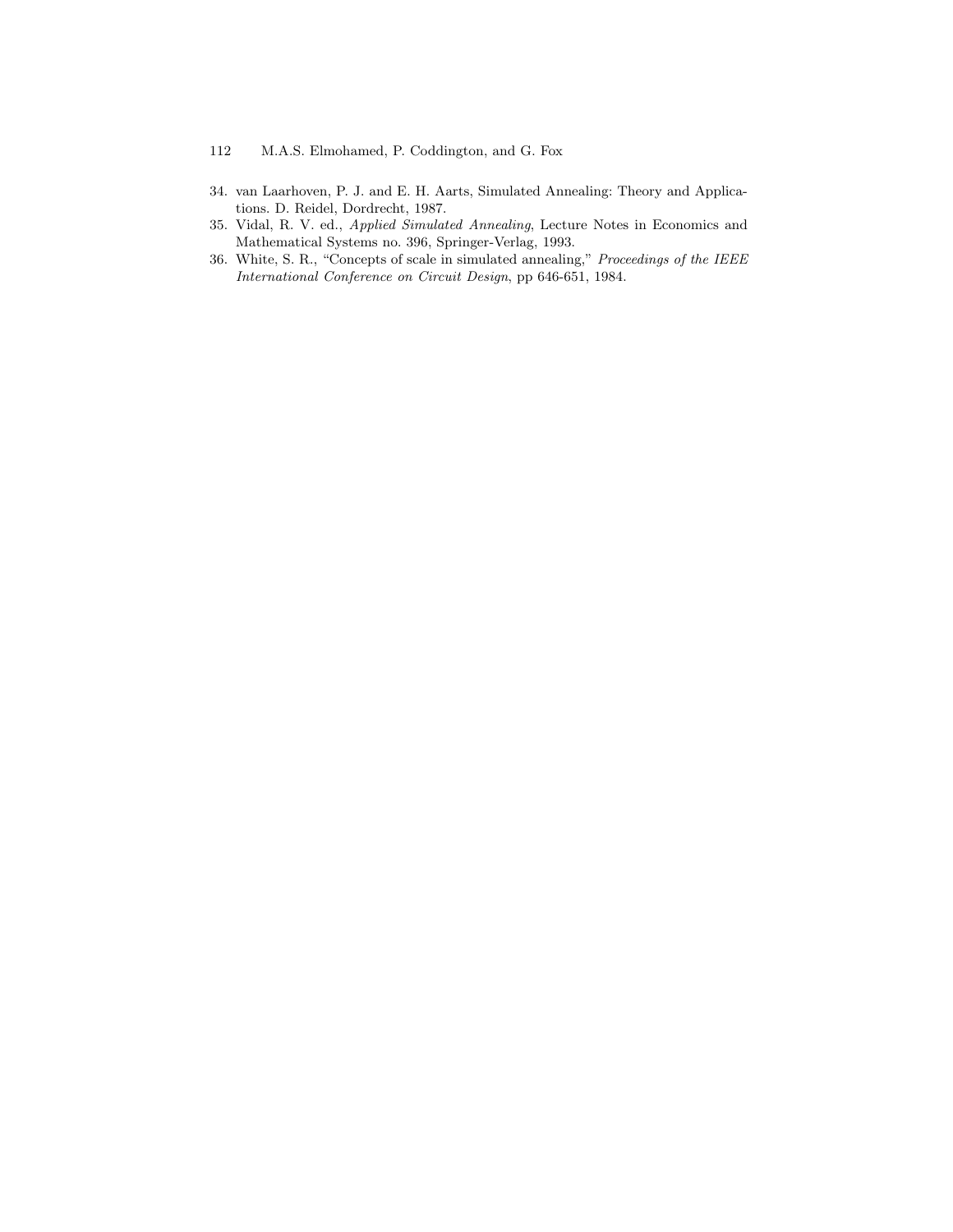34. van Laarhoven, P. J. and E. H. Aarts, Simulated Annealing: Theory and Applications. D. Reidel, Dordrecht, 1987.
35. Vidal, R. V. ed., *Applied Simulated Annealing*, Lecture Notes in Economics and Mathematical Systems no. 396, Springer-Verlag, 1993.
36. White, S. R., "Concepts of scale in simulated annealing," *Proceedings of the IEEE International Conference on Circuit Design*, pp 646-651, 1984.